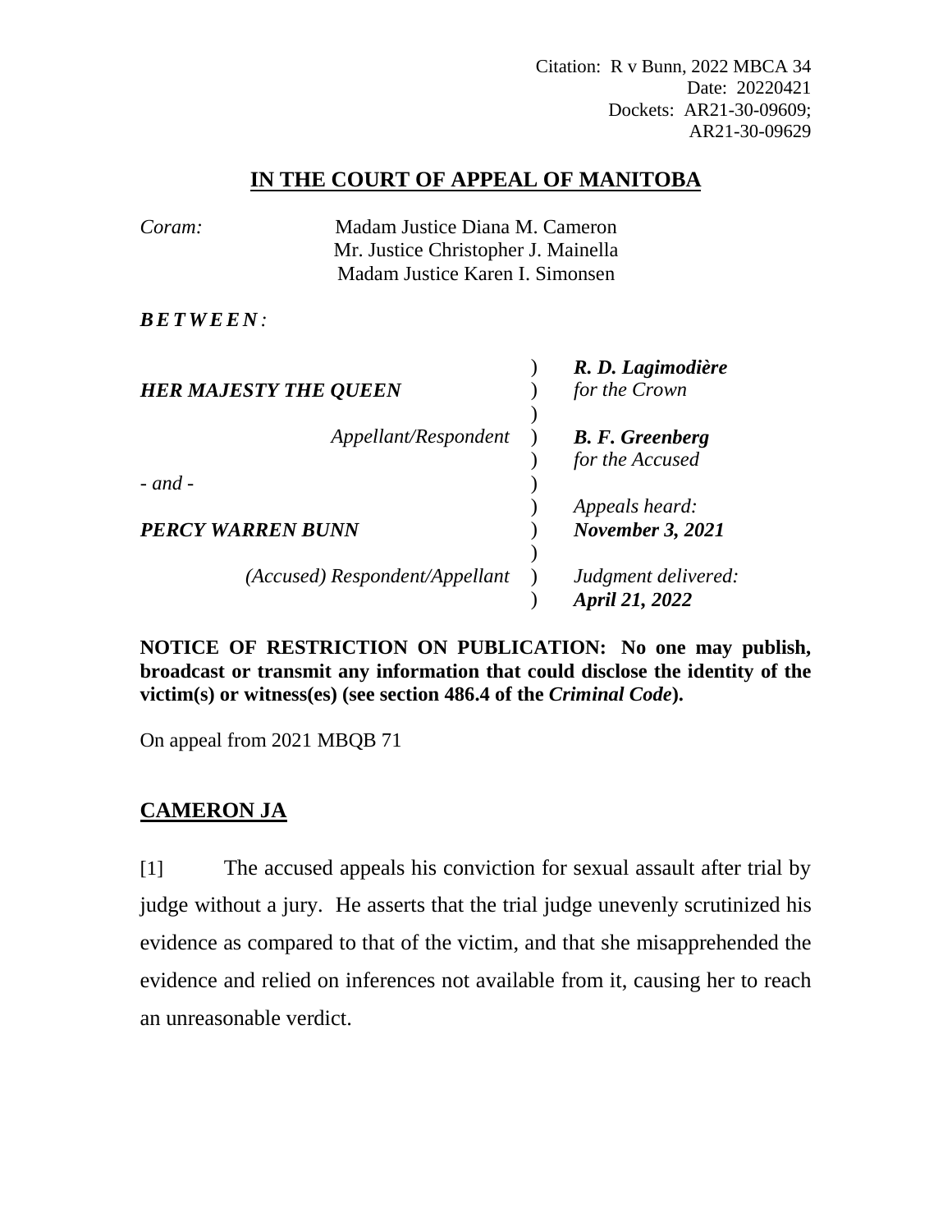Citation: R v Bunn, 2022 MBCA 34
Date: 20220421
Dockets: AR21-30-09609;
AR21-30-09629

# IN THE COURT OF APPEAL OF MANITOBA

*Coram:* Madam Justice Diana M. Cameron
Mr. Justice Christopher J. Mainella
Madam Justice Karen I. Simonsen

***BETWEEN:***

| | | |
|---|---|---|
| ***HER MAJESTY THE QUEEN*** | ) | ***R. D. Lagimodière*** *for the Crown* |
| *Appellant/Respondent* | ) | ***B. F. Greenberg*** *for the Accused* |
| *- and -* | ) | |
| ***PERCY WARREN BUNN*** | ) | *Appeals heard:* ***November 3, 2021*** |
| *(Accused) Respondent/Appellant* | ) | *Judgment delivered:* ***April 21, 2022*** |

**NOTICE OF RESTRICTION ON PUBLICATION: No one may publish, broadcast or transmit any information that could disclose the identity of the victim(s) or witness(es) (see section 486.4 of the *Criminal Code*).**

On appeal from 2021 MBQB 71

## CAMERON JA

[1] The accused appeals his conviction for sexual assault after trial by judge without a jury. He asserts that the trial judge unevenly scrutinized his evidence as compared to that of the victim, and that she misapprehended the evidence and relied on inferences not available from it, causing her to reach an unreasonable verdict.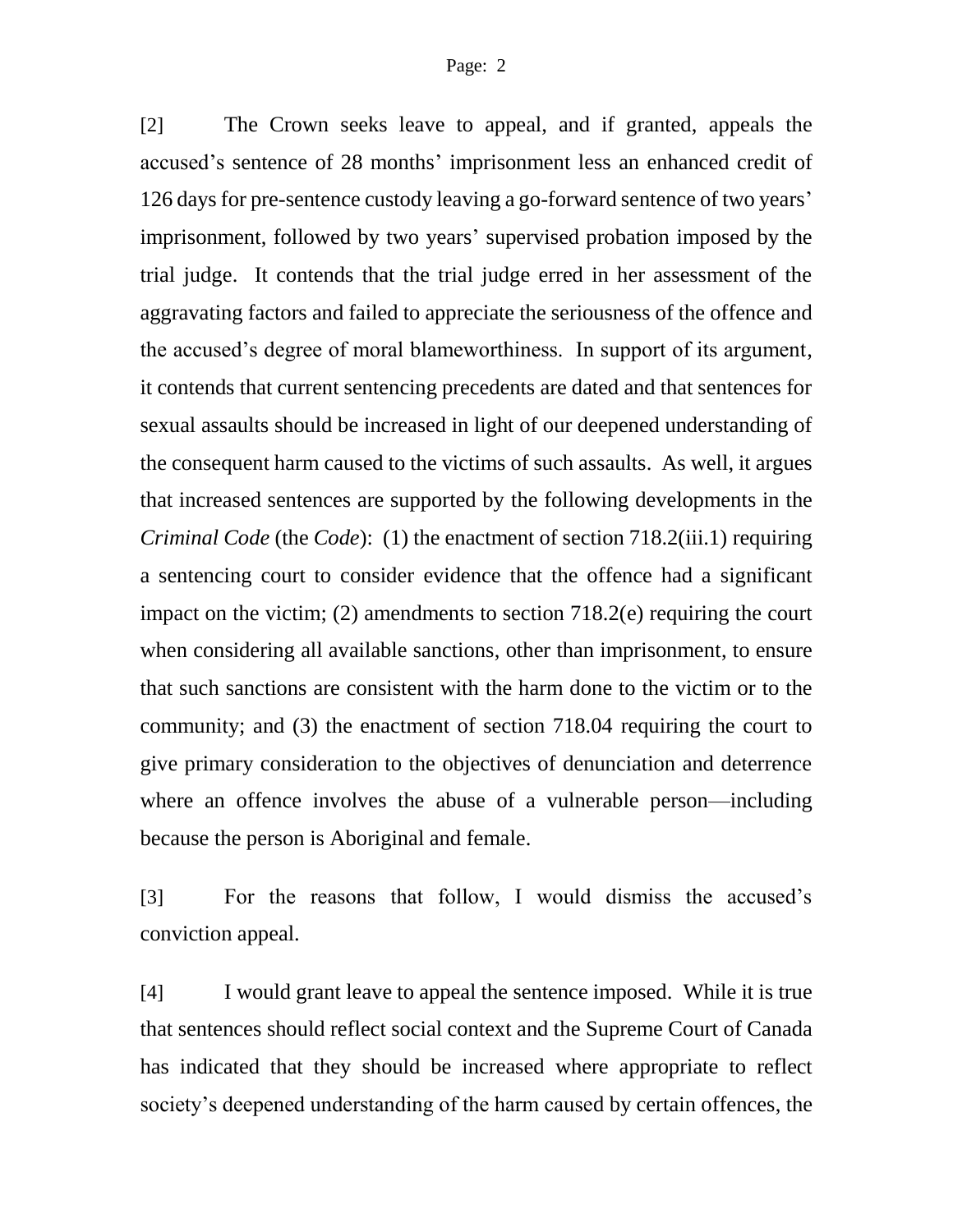[2] The Crown seeks leave to appeal, and if granted, appeals the accused's sentence of 28 months' imprisonment less an enhanced credit of 126 days for pre-sentence custody leaving a go-forward sentence of two years' imprisonment, followed by two years' supervised probation imposed by the trial judge. It contends that the trial judge erred in her assessment of the aggravating factors and failed to appreciate the seriousness of the offence and the accused's degree of moral blameworthiness. In support of its argument, it contends that current sentencing precedents are dated and that sentences for sexual assaults should be increased in light of our deepened understanding of the consequent harm caused to the victims of such assaults. As well, it argues that increased sentences are supported by the following developments in the *Criminal Code* (the *Code*): (1) the enactment of section 718.2(iii.1) requiring a sentencing court to consider evidence that the offence had a significant impact on the victim; (2) amendments to section 718.2(e) requiring the court when considering all available sanctions, other than imprisonment, to ensure that such sanctions are consistent with the harm done to the victim or to the community; and (3) the enactment of section 718.04 requiring the court to give primary consideration to the objectives of denunciation and deterrence where an offence involves the abuse of a vulnerable person—including because the person is Aboriginal and female.

[3] For the reasons that follow, I would dismiss the accused's conviction appeal.

[4] I would grant leave to appeal the sentence imposed. While it is true that sentences should reflect social context and the Supreme Court of Canada has indicated that they should be increased where appropriate to reflect society's deepened understanding of the harm caused by certain offences, the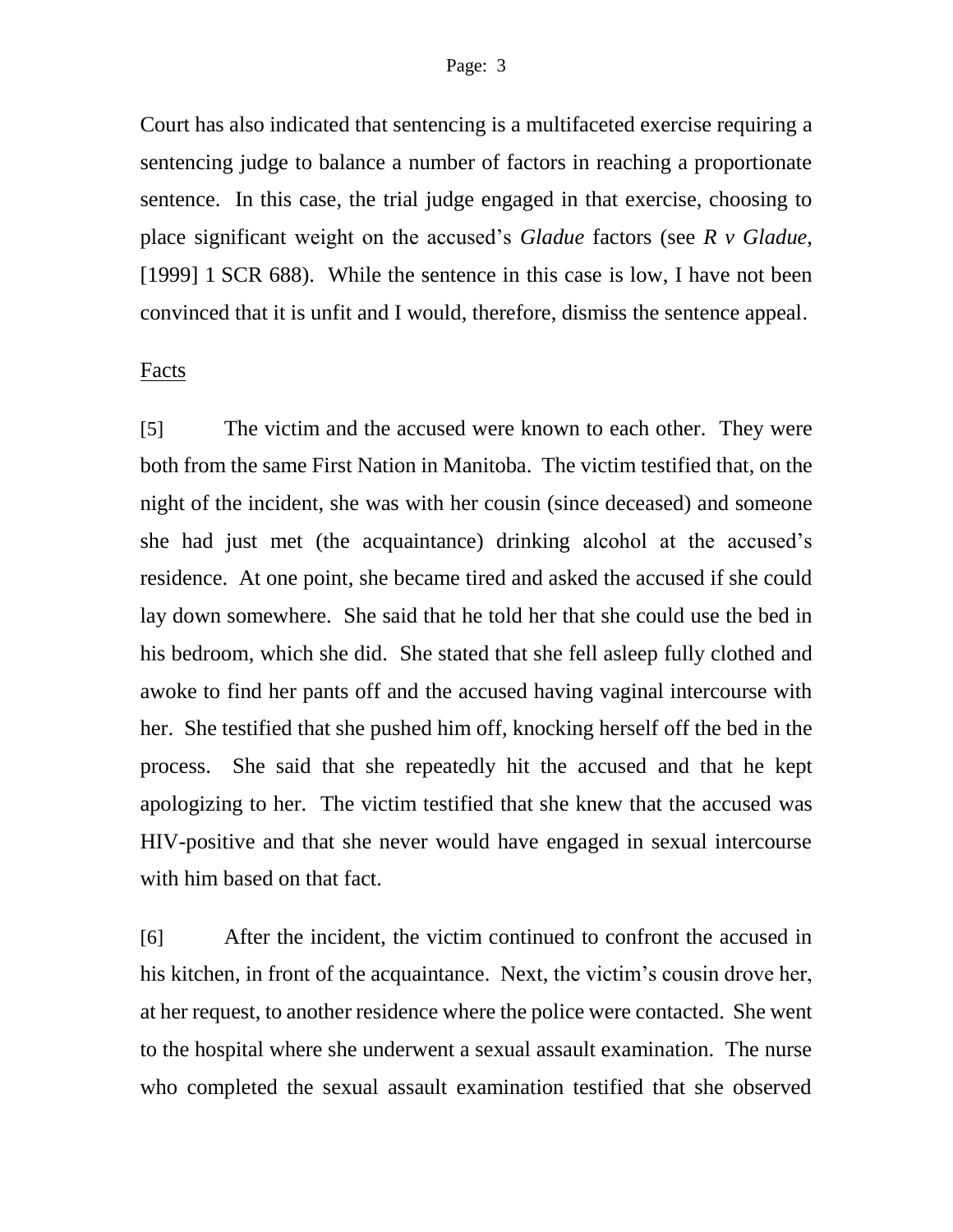Court has also indicated that sentencing is a multifaceted exercise requiring a sentencing judge to balance a number of factors in reaching a proportionate sentence. In this case, the trial judge engaged in that exercise, choosing to place significant weight on the accused's *Gladue* factors (see *R v Gladue*, [1999] 1 SCR 688). While the sentence in this case is low, I have not been convinced that it is unfit and I would, therefore, dismiss the sentence appeal.

## Facts

[5] The victim and the accused were known to each other. They were both from the same First Nation in Manitoba. The victim testified that, on the night of the incident, she was with her cousin (since deceased) and someone she had just met (the acquaintance) drinking alcohol at the accused's residence. At one point, she became tired and asked the accused if she could lay down somewhere. She said that he told her that she could use the bed in his bedroom, which she did. She stated that she fell asleep fully clothed and awoke to find her pants off and the accused having vaginal intercourse with her. She testified that she pushed him off, knocking herself off the bed in the process. She said that she repeatedly hit the accused and that he kept apologizing to her. The victim testified that she knew that the accused was HIV-positive and that she never would have engaged in sexual intercourse with him based on that fact.

[6] After the incident, the victim continued to confront the accused in his kitchen, in front of the acquaintance. Next, the victim's cousin drove her, at her request, to another residence where the police were contacted. She went to the hospital where she underwent a sexual assault examination. The nurse who completed the sexual assault examination testified that she observed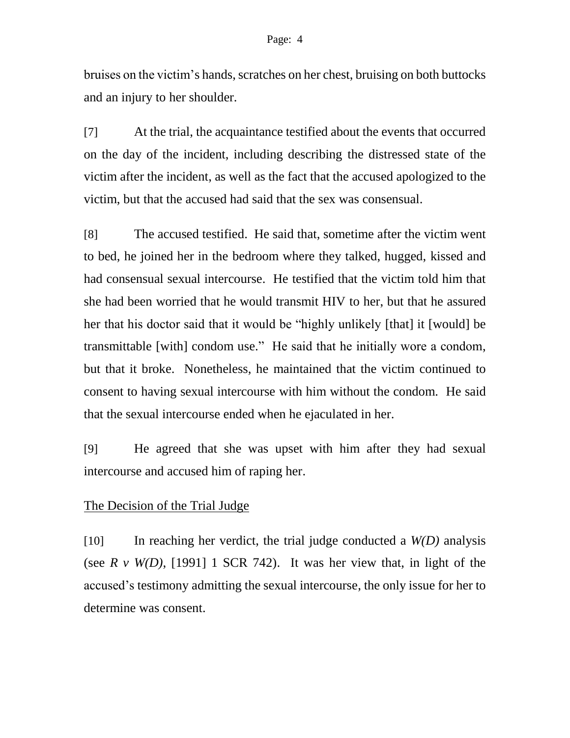bruises on the victim's hands, scratches on her chest, bruising on both buttocks and an injury to her shoulder.

[7] At the trial, the acquaintance testified about the events that occurred on the day of the incident, including describing the distressed state of the victim after the incident, as well as the fact that the accused apologized to the victim, but that the accused had said that the sex was consensual.

[8] The accused testified. He said that, sometime after the victim went to bed, he joined her in the bedroom where they talked, hugged, kissed and had consensual sexual intercourse. He testified that the victim told him that she had been worried that he would transmit HIV to her, but that he assured her that his doctor said that it would be "highly unlikely [that] it [would] be transmittable [with] condom use." He said that he initially wore a condom, but that it broke. Nonetheless, he maintained that the victim continued to consent to having sexual intercourse with him without the condom. He said that the sexual intercourse ended when he ejaculated in her.

[9] He agreed that she was upset with him after they had sexual intercourse and accused him of raping her.

## The Decision of the Trial Judge

[10] In reaching her verdict, the trial judge conducted a *W(D)* analysis (see *R v W(D)*, [1991] 1 SCR 742). It was her view that, in light of the accused's testimony admitting the sexual intercourse, the only issue for her to determine was consent.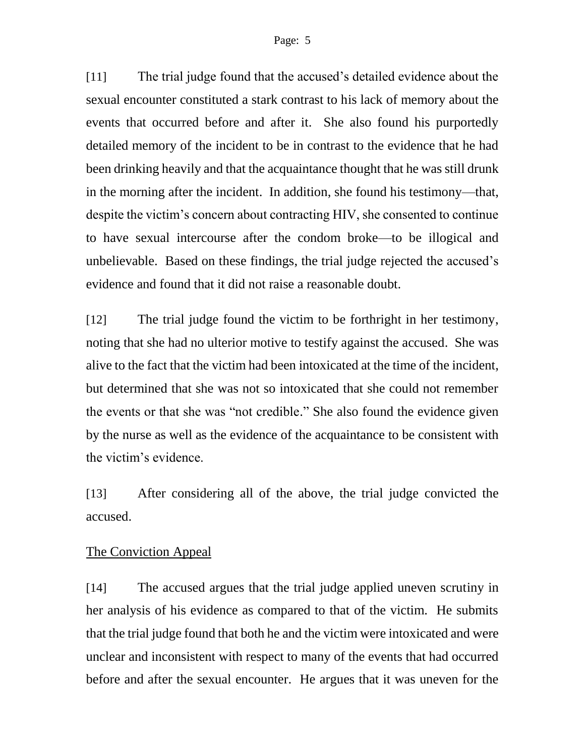[11] The trial judge found that the accused's detailed evidence about the sexual encounter constituted a stark contrast to his lack of memory about the events that occurred before and after it. She also found his purportedly detailed memory of the incident to be in contrast to the evidence that he had been drinking heavily and that the acquaintance thought that he was still drunk in the morning after the incident. In addition, she found his testimony—that, despite the victim's concern about contracting HIV, she consented to continue to have sexual intercourse after the condom broke—to be illogical and unbelievable. Based on these findings, the trial judge rejected the accused's evidence and found that it did not raise a reasonable doubt.

[12] The trial judge found the victim to be forthright in her testimony, noting that she had no ulterior motive to testify against the accused. She was alive to the fact that the victim had been intoxicated at the time of the incident, but determined that she was not so intoxicated that she could not remember the events or that she was "not credible." She also found the evidence given by the nurse as well as the evidence of the acquaintance to be consistent with the victim's evidence.

[13] After considering all of the above, the trial judge convicted the accused.

## The Conviction Appeal

[14] The accused argues that the trial judge applied uneven scrutiny in her analysis of his evidence as compared to that of the victim. He submits that the trial judge found that both he and the victim were intoxicated and were unclear and inconsistent with respect to many of the events that had occurred before and after the sexual encounter. He argues that it was uneven for the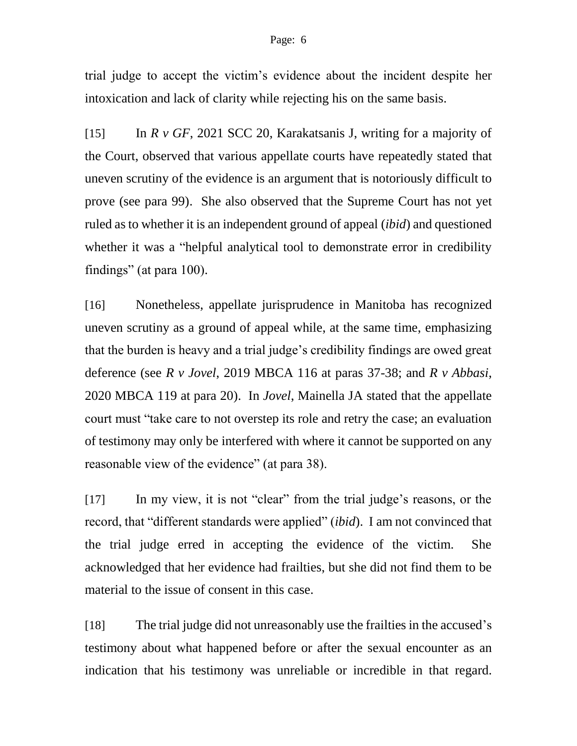trial judge to accept the victim's evidence about the incident despite her intoxication and lack of clarity while rejecting his on the same basis.

[15] In *R v GF*, 2021 SCC 20, Karakatsanis J, writing for a majority of the Court, observed that various appellate courts have repeatedly stated that uneven scrutiny of the evidence is an argument that is notoriously difficult to prove (see para 99). She also observed that the Supreme Court has not yet ruled as to whether it is an independent ground of appeal (*ibid*) and questioned whether it was a "helpful analytical tool to demonstrate error in credibility findings" (at para 100).

[16] Nonetheless, appellate jurisprudence in Manitoba has recognized uneven scrutiny as a ground of appeal while, at the same time, emphasizing that the burden is heavy and a trial judge's credibility findings are owed great deference (see *R v Jovel*, 2019 MBCA 116 at paras 37-38; and *R v Abbasi*, 2020 MBCA 119 at para 20). In *Jovel*, Mainella JA stated that the appellate court must "take care to not overstep its role and retry the case; an evaluation of testimony may only be interfered with where it cannot be supported on any reasonable view of the evidence" (at para 38).

[17] In my view, it is not "clear" from the trial judge's reasons, or the record, that "different standards were applied" (*ibid*). I am not convinced that the trial judge erred in accepting the evidence of the victim. She acknowledged that her evidence had frailties, but she did not find them to be material to the issue of consent in this case.

[18] The trial judge did not unreasonably use the frailties in the accused's testimony about what happened before or after the sexual encounter as an indication that his testimony was unreliable or incredible in that regard.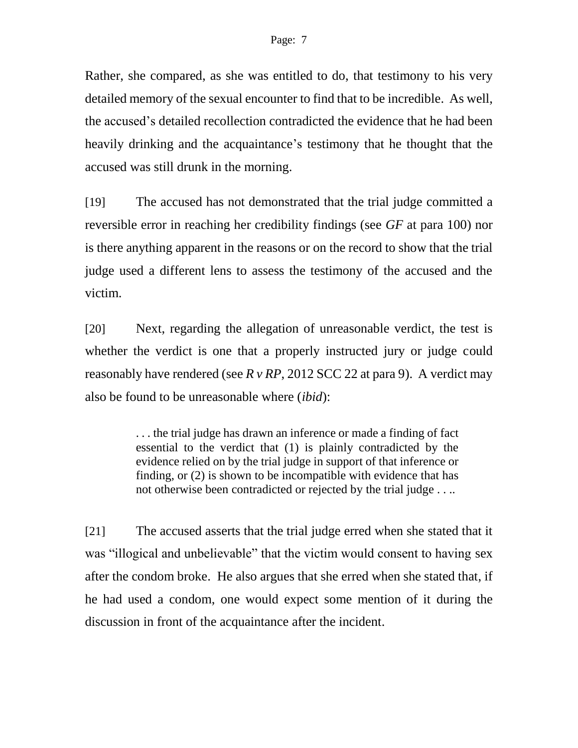Rather, she compared, as she was entitled to do, that testimony to his very detailed memory of the sexual encounter to find that to be incredible. As well, the accused's detailed recollection contradicted the evidence that he had been heavily drinking and the acquaintance's testimony that he thought that the accused was still drunk in the morning.

[19] The accused has not demonstrated that the trial judge committed a reversible error in reaching her credibility findings (see *GF* at para 100) nor is there anything apparent in the reasons or on the record to show that the trial judge used a different lens to assess the testimony of the accused and the victim.

[20] Next, regarding the allegation of unreasonable verdict, the test is whether the verdict is one that a properly instructed jury or judge could reasonably have rendered (see *R v RP*, 2012 SCC 22 at para 9). A verdict may also be found to be unreasonable where (*ibid*):

> . . . the trial judge has drawn an inference or made a finding of fact essential to the verdict that (1) is plainly contradicted by the evidence relied on by the trial judge in support of that inference or finding, or (2) is shown to be incompatible with evidence that has not otherwise been contradicted or rejected by the trial judge . . ..

[21] The accused asserts that the trial judge erred when she stated that it was "illogical and unbelievable" that the victim would consent to having sex after the condom broke. He also argues that she erred when she stated that, if he had used a condom, one would expect some mention of it during the discussion in front of the acquaintance after the incident.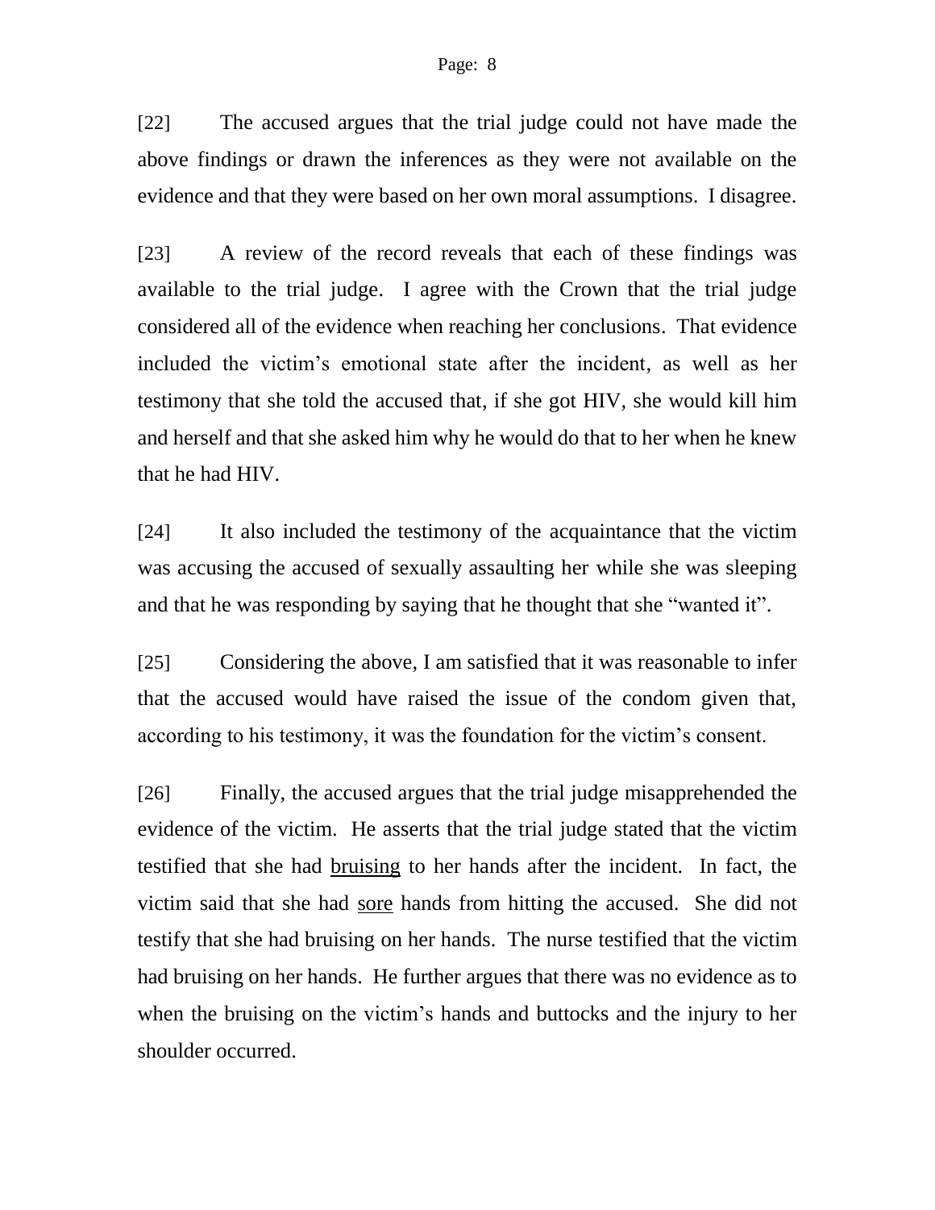[22] The accused argues that the trial judge could not have made the above findings or drawn the inferences as they were not available on the evidence and that they were based on her own moral assumptions. I disagree.

[23] A review of the record reveals that each of these findings was available to the trial judge. I agree with the Crown that the trial judge considered all of the evidence when reaching her conclusions. That evidence included the victim's emotional state after the incident, as well as her testimony that she told the accused that, if she got HIV, she would kill him and herself and that she asked him why he would do that to her when he knew that he had HIV.

[24] It also included the testimony of the acquaintance that the victim was accusing the accused of sexually assaulting her while she was sleeping and that he was responding by saying that he thought that she "wanted it".

[25] Considering the above, I am satisfied that it was reasonable to infer that the accused would have raised the issue of the condom given that, according to his testimony, it was the foundation for the victim's consent.

[26] Finally, the accused argues that the trial judge misapprehended the evidence of the victim. He asserts that the trial judge stated that the victim testified that she had <u>bruising</u> to her hands after the incident. In fact, the victim said that she had <u>sore</u> hands from hitting the accused. She did not testify that she had bruising on her hands. The nurse testified that the victim had bruising on her hands. He further argues that there was no evidence as to when the bruising on the victim's hands and buttocks and the injury to her shoulder occurred.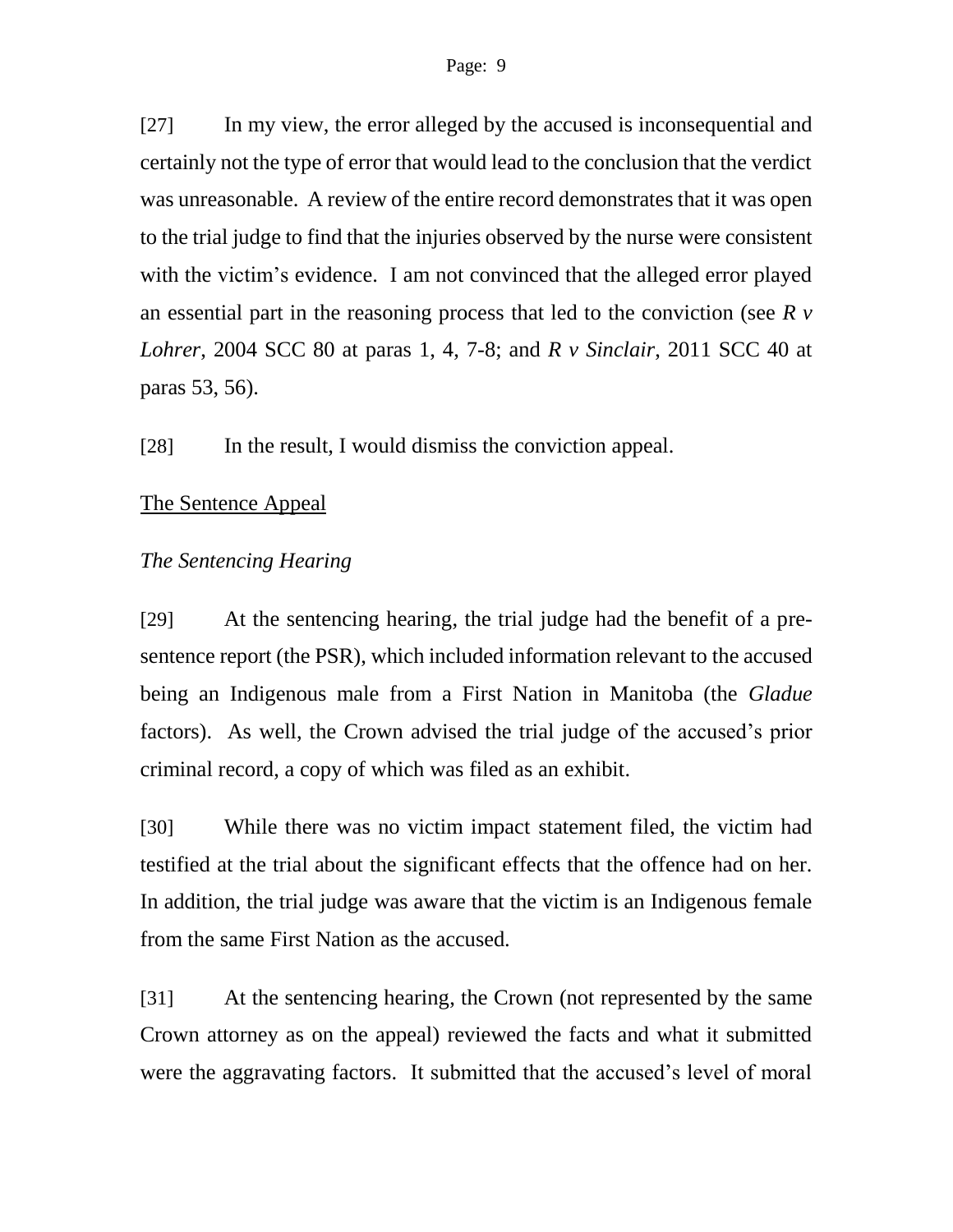[27] In my view, the error alleged by the accused is inconsequential and certainly not the type of error that would lead to the conclusion that the verdict was unreasonable. A review of the entire record demonstrates that it was open to the trial judge to find that the injuries observed by the nurse were consistent with the victim's evidence. I am not convinced that the alleged error played an essential part in the reasoning process that led to the conviction (see *R v Lohrer*, 2004 SCC 80 at paras 1, 4, 7-8; and *R v Sinclair*, 2011 SCC 40 at paras 53, 56).

[28] In the result, I would dismiss the conviction appeal.

## The Sentence Appeal

### *The Sentencing Hearing*

[29] At the sentencing hearing, the trial judge had the benefit of a pre-sentence report (the PSR), which included information relevant to the accused being an Indigenous male from a First Nation in Manitoba (the *Gladue* factors). As well, the Crown advised the trial judge of the accused's prior criminal record, a copy of which was filed as an exhibit.

[30] While there was no victim impact statement filed, the victim had testified at the trial about the significant effects that the offence had on her. In addition, the trial judge was aware that the victim is an Indigenous female from the same First Nation as the accused.

[31] At the sentencing hearing, the Crown (not represented by the same Crown attorney as on the appeal) reviewed the facts and what it submitted were the aggravating factors. It submitted that the accused's level of moral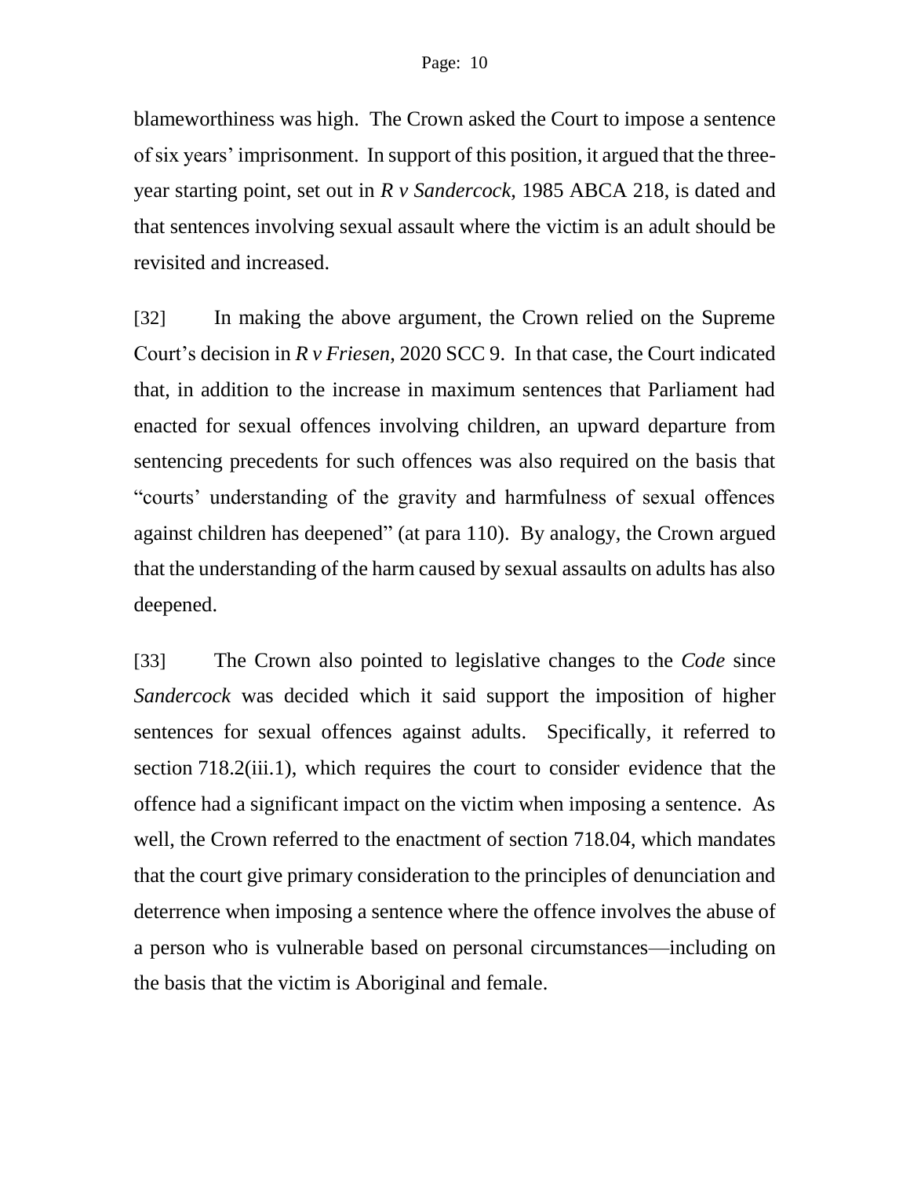blameworthiness was high. The Crown asked the Court to impose a sentence of six years' imprisonment. In support of this position, it argued that the three-year starting point, set out in *R v Sandercock*, 1985 ABCA 218, is dated and that sentences involving sexual assault where the victim is an adult should be revisited and increased.

[32] In making the above argument, the Crown relied on the Supreme Court's decision in *R v Friesen*, 2020 SCC 9. In that case, the Court indicated that, in addition to the increase in maximum sentences that Parliament had enacted for sexual offences involving children, an upward departure from sentencing precedents for such offences was also required on the basis that "courts' understanding of the gravity and harmfulness of sexual offences against children has deepened" (at para 110). By analogy, the Crown argued that the understanding of the harm caused by sexual assaults on adults has also deepened.

[33] The Crown also pointed to legislative changes to the *Code* since *Sandercock* was decided which it said support the imposition of higher sentences for sexual offences against adults. Specifically, it referred to section 718.2(iii.1), which requires the court to consider evidence that the offence had a significant impact on the victim when imposing a sentence. As well, the Crown referred to the enactment of section 718.04, which mandates that the court give primary consideration to the principles of denunciation and deterrence when imposing a sentence where the offence involves the abuse of a person who is vulnerable based on personal circumstances—including on the basis that the victim is Aboriginal and female.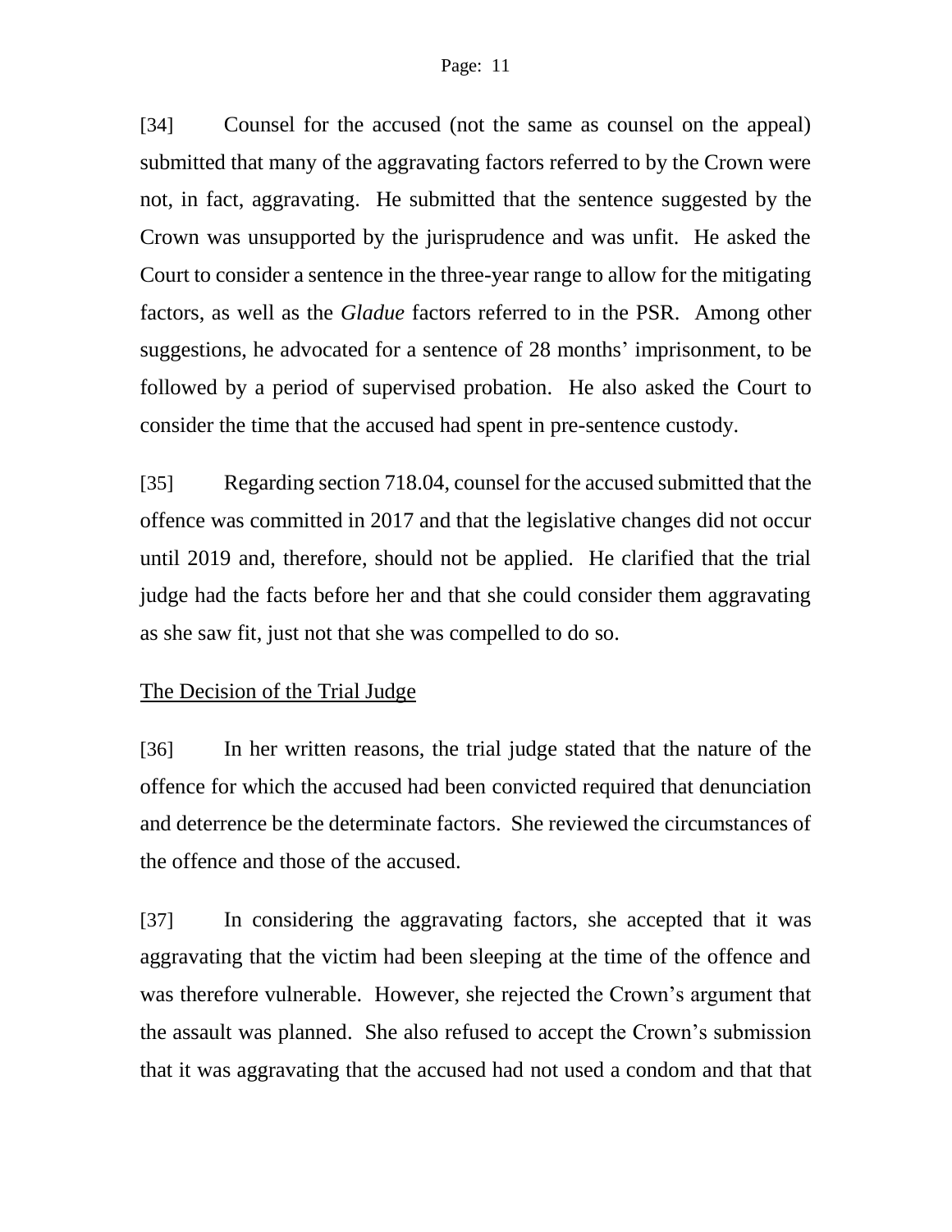[34] Counsel for the accused (not the same as counsel on the appeal) submitted that many of the aggravating factors referred to by the Crown were not, in fact, aggravating. He submitted that the sentence suggested by the Crown was unsupported by the jurisprudence and was unfit. He asked the Court to consider a sentence in the three-year range to allow for the mitigating factors, as well as the *Gladue* factors referred to in the PSR. Among other suggestions, he advocated for a sentence of 28 months' imprisonment, to be followed by a period of supervised probation. He also asked the Court to consider the time that the accused had spent in pre-sentence custody.

[35] Regarding section 718.04, counsel for the accused submitted that the offence was committed in 2017 and that the legislative changes did not occur until 2019 and, therefore, should not be applied. He clarified that the trial judge had the facts before her and that she could consider them aggravating as she saw fit, just not that she was compelled to do so.

## The Decision of the Trial Judge

[36] In her written reasons, the trial judge stated that the nature of the offence for which the accused had been convicted required that denunciation and deterrence be the determinate factors. She reviewed the circumstances of the offence and those of the accused.

[37] In considering the aggravating factors, she accepted that it was aggravating that the victim had been sleeping at the time of the offence and was therefore vulnerable. However, she rejected the Crown's argument that the assault was planned. She also refused to accept the Crown's submission that it was aggravating that the accused had not used a condom and that that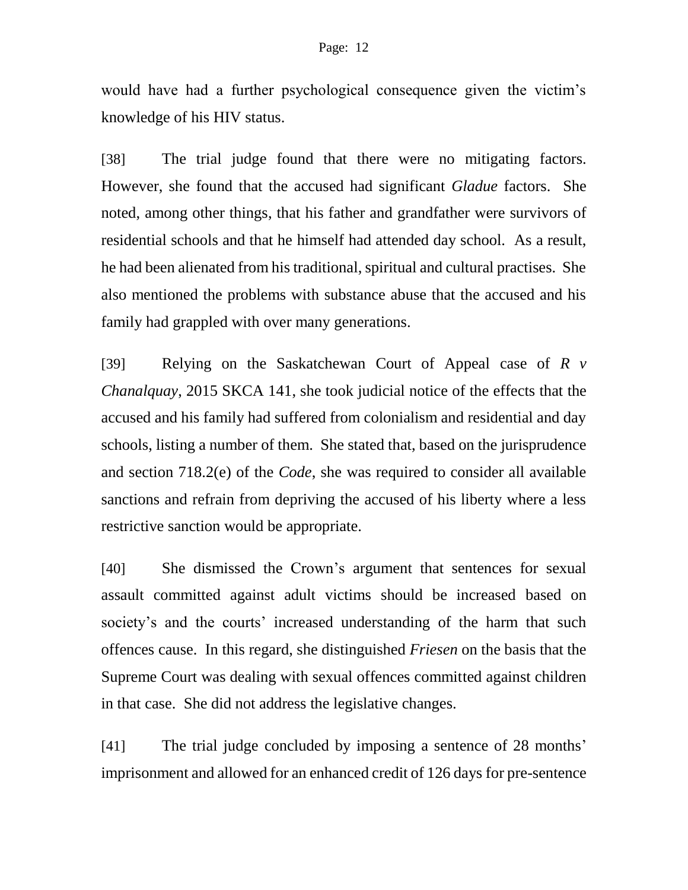would have had a further psychological consequence given the victim's knowledge of his HIV status.

[38] The trial judge found that there were no mitigating factors. However, she found that the accused had significant *Gladue* factors. She noted, among other things, that his father and grandfather were survivors of residential schools and that he himself had attended day school. As a result, he had been alienated from his traditional, spiritual and cultural practises. She also mentioned the problems with substance abuse that the accused and his family had grappled with over many generations.

[39] Relying on the Saskatchewan Court of Appeal case of *R v Chanalquay*, 2015 SKCA 141, she took judicial notice of the effects that the accused and his family had suffered from colonialism and residential and day schools, listing a number of them. She stated that, based on the jurisprudence and section 718.2(e) of the *Code*, she was required to consider all available sanctions and refrain from depriving the accused of his liberty where a less restrictive sanction would be appropriate.

[40] She dismissed the Crown's argument that sentences for sexual assault committed against adult victims should be increased based on society's and the courts' increased understanding of the harm that such offences cause. In this regard, she distinguished *Friesen* on the basis that the Supreme Court was dealing with sexual offences committed against children in that case. She did not address the legislative changes.

[41] The trial judge concluded by imposing a sentence of 28 months' imprisonment and allowed for an enhanced credit of 126 days for pre-sentence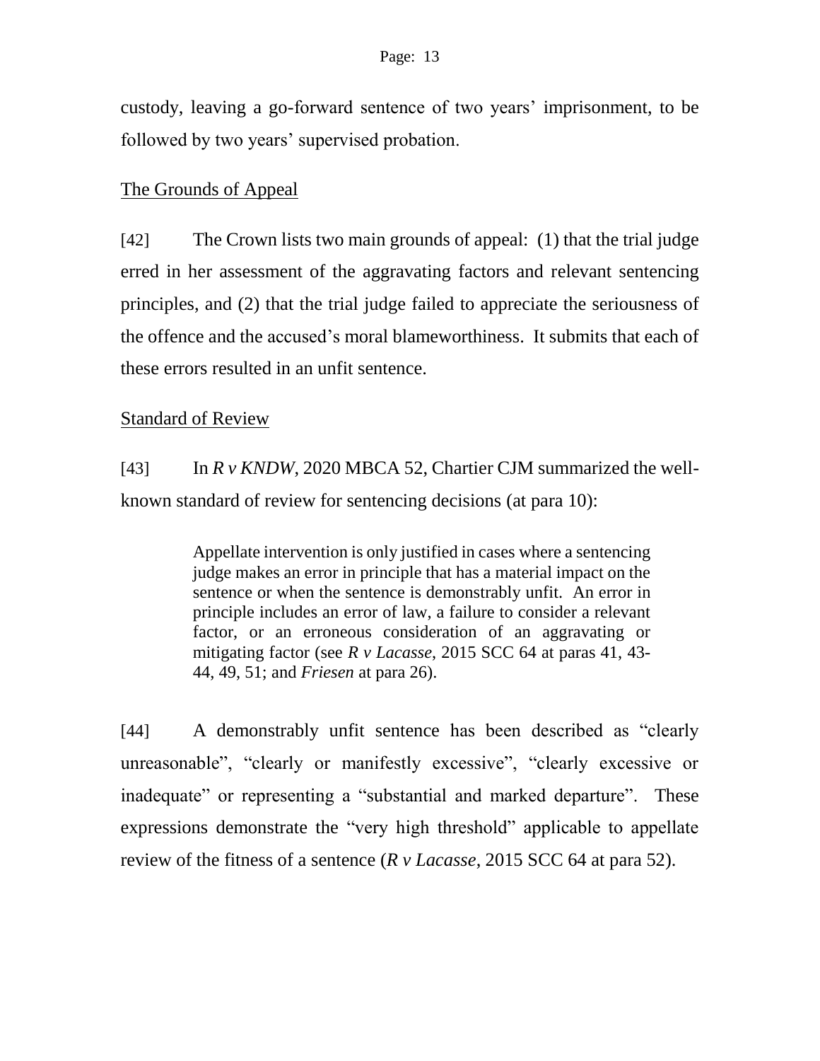custody, leaving a go-forward sentence of two years' imprisonment, to be followed by two years' supervised probation.

## The Grounds of Appeal

[42] The Crown lists two main grounds of appeal: (1) that the trial judge erred in her assessment of the aggravating factors and relevant sentencing principles, and (2) that the trial judge failed to appreciate the seriousness of the offence and the accused's moral blameworthiness. It submits that each of these errors resulted in an unfit sentence.

## Standard of Review

[43] In *R v KNDW*, 2020 MBCA 52, Chartier CJM summarized the well-known standard of review for sentencing decisions (at para 10):

> Appellate intervention is only justified in cases where a sentencing judge makes an error in principle that has a material impact on the sentence or when the sentence is demonstrably unfit. An error in principle includes an error of law, a failure to consider a relevant factor, or an erroneous consideration of an aggravating or mitigating factor (see *R v Lacasse*, 2015 SCC 64 at paras 41, 43-44, 49, 51; and *Friesen* at para 26).

[44] A demonstrably unfit sentence has been described as "clearly unreasonable", "clearly or manifestly excessive", "clearly excessive or inadequate" or representing a "substantial and marked departure". These expressions demonstrate the "very high threshold" applicable to appellate review of the fitness of a sentence (*R v Lacasse*, 2015 SCC 64 at para 52).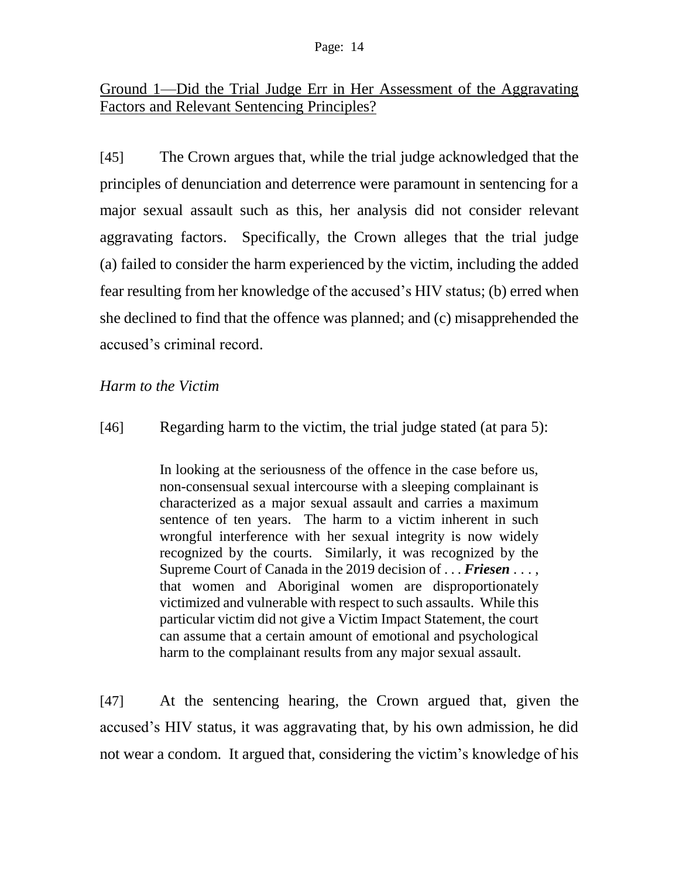## Ground 1—Did the Trial Judge Err in Her Assessment of the Aggravating Factors and Relevant Sentencing Principles?

[45] The Crown argues that, while the trial judge acknowledged that the principles of denunciation and deterrence were paramount in sentencing for a major sexual assault such as this, her analysis did not consider relevant aggravating factors. Specifically, the Crown alleges that the trial judge (a) failed to consider the harm experienced by the victim, including the added fear resulting from her knowledge of the accused's HIV status; (b) erred when she declined to find that the offence was planned; and (c) misapprehended the accused's criminal record.

*Harm to the Victim*

[46] Regarding harm to the victim, the trial judge stated (at para 5):

> In looking at the seriousness of the offence in the case before us, non-consensual sexual intercourse with a sleeping complainant is characterized as a major sexual assault and carries a maximum sentence of ten years. The harm to a victim inherent in such wrongful interference with her sexual integrity is now widely recognized by the courts. Similarly, it was recognized by the Supreme Court of Canada in the 2019 decision of . . . ***Friesen*** . . . , that women and Aboriginal women are disproportionately victimized and vulnerable with respect to such assaults. While this particular victim did not give a Victim Impact Statement, the court can assume that a certain amount of emotional and psychological harm to the complainant results from any major sexual assault.

[47] At the sentencing hearing, the Crown argued that, given the accused's HIV status, it was aggravating that, by his own admission, he did not wear a condom. It argued that, considering the victim's knowledge of his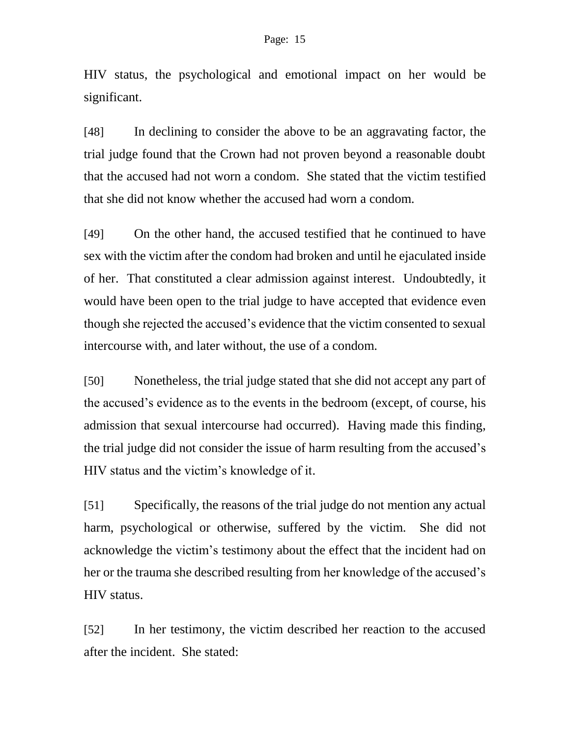HIV status, the psychological and emotional impact on her would be significant.

[48] In declining to consider the above to be an aggravating factor, the trial judge found that the Crown had not proven beyond a reasonable doubt that the accused had not worn a condom. She stated that the victim testified that she did not know whether the accused had worn a condom.

[49] On the other hand, the accused testified that he continued to have sex with the victim after the condom had broken and until he ejaculated inside of her. That constituted a clear admission against interest. Undoubtedly, it would have been open to the trial judge to have accepted that evidence even though she rejected the accused's evidence that the victim consented to sexual intercourse with, and later without, the use of a condom.

[50] Nonetheless, the trial judge stated that she did not accept any part of the accused's evidence as to the events in the bedroom (except, of course, his admission that sexual intercourse had occurred). Having made this finding, the trial judge did not consider the issue of harm resulting from the accused's HIV status and the victim's knowledge of it.

[51] Specifically, the reasons of the trial judge do not mention any actual harm, psychological or otherwise, suffered by the victim. She did not acknowledge the victim's testimony about the effect that the incident had on her or the trauma she described resulting from her knowledge of the accused's HIV status.

[52] In her testimony, the victim described her reaction to the accused after the incident. She stated: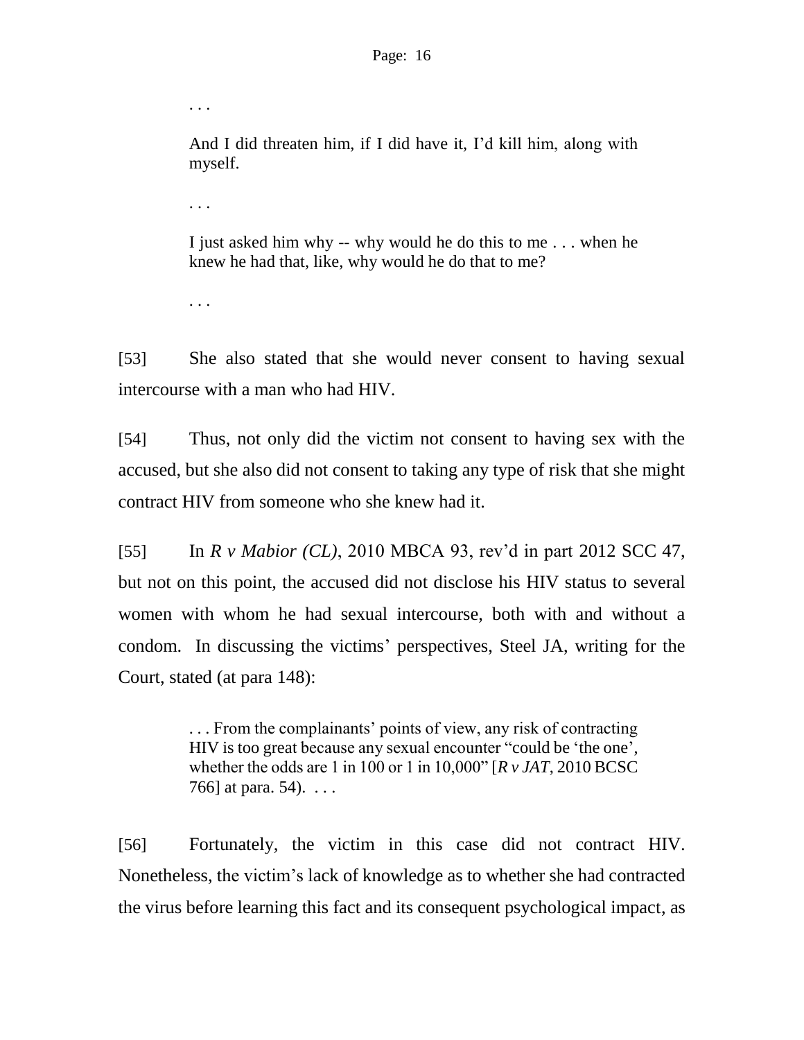> . . .
>
> And I did threaten him, if I did have it, I'd kill him, along with myself.
>
> . . .
>
> I just asked him why -- why would he do this to me . . . when he knew he had that, like, why would he do that to me?
>
> . . .

[53] She also stated that she would never consent to having sexual intercourse with a man who had HIV.

[54] Thus, not only did the victim not consent to having sex with the accused, but she also did not consent to taking any type of risk that she might contract HIV from someone who she knew had it.

[55] In *R v Mabior (CL)*, 2010 MBCA 93, rev'd in part 2012 SCC 47, but not on this point, the accused did not disclose his HIV status to several women with whom he had sexual intercourse, both with and without a condom. In discussing the victims' perspectives, Steel JA, writing for the Court, stated (at para 148):

> . . . From the complainants' points of view, any risk of contracting HIV is too great because any sexual encounter "could be 'the one', whether the odds are 1 in 100 or 1 in 10,000" [*R v JAT*, 2010 BCSC 766] at para. 54). . . .

[56] Fortunately, the victim in this case did not contract HIV. Nonetheless, the victim's lack of knowledge as to whether she had contracted the virus before learning this fact and its consequent psychological impact, as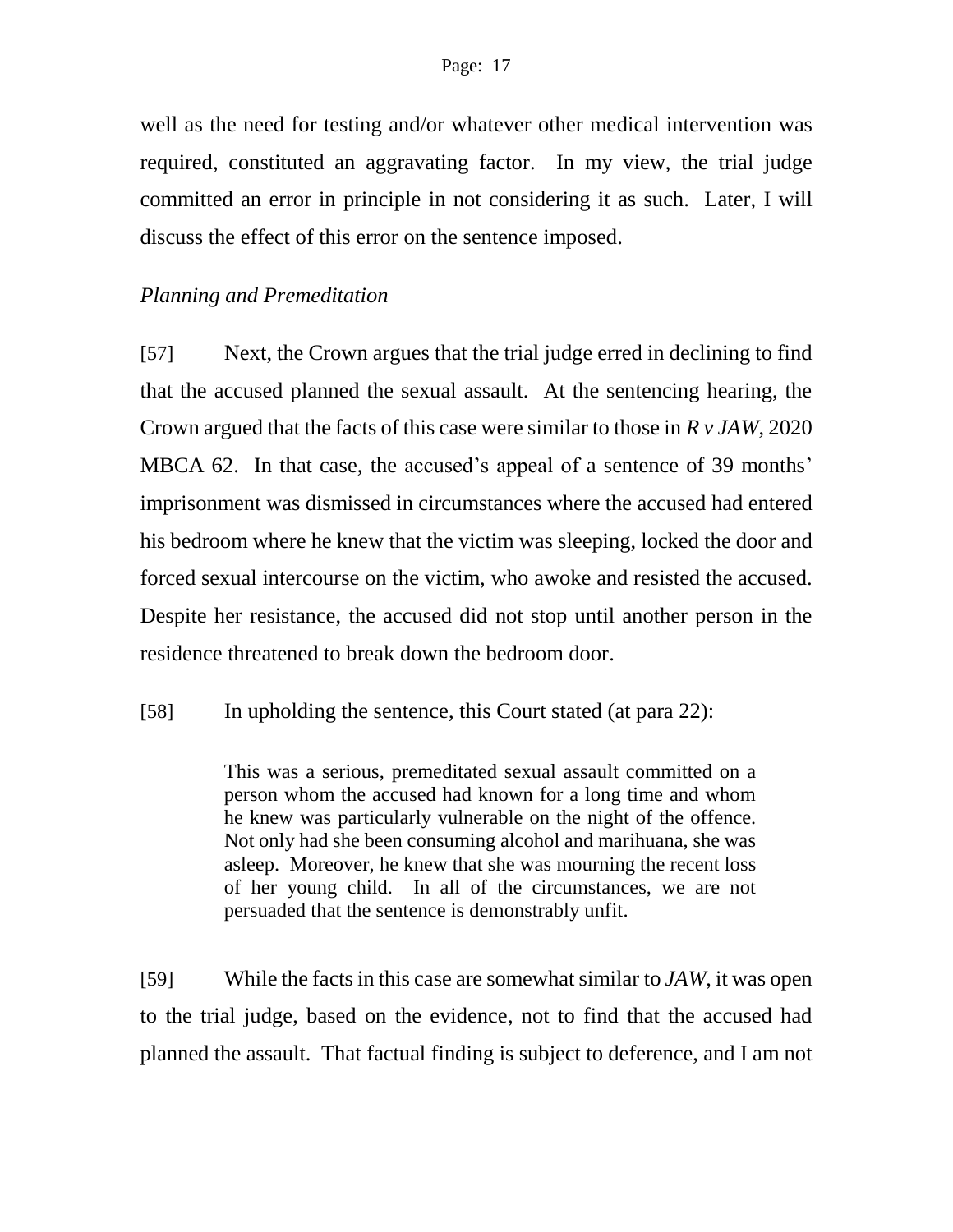well as the need for testing and/or whatever other medical intervention was required, constituted an aggravating factor. In my view, the trial judge committed an error in principle in not considering it as such. Later, I will discuss the effect of this error on the sentence imposed.

*Planning and Premeditation*

[57] Next, the Crown argues that the trial judge erred in declining to find that the accused planned the sexual assault. At the sentencing hearing, the Crown argued that the facts of this case were similar to those in *R v JAW*, 2020 MBCA 62. In that case, the accused's appeal of a sentence of 39 months' imprisonment was dismissed in circumstances where the accused had entered his bedroom where he knew that the victim was sleeping, locked the door and forced sexual intercourse on the victim, who awoke and resisted the accused. Despite her resistance, the accused did not stop until another person in the residence threatened to break down the bedroom door.

[58] In upholding the sentence, this Court stated (at para 22):

> This was a serious, premeditated sexual assault committed on a person whom the accused had known for a long time and whom he knew was particularly vulnerable on the night of the offence. Not only had she been consuming alcohol and marihuana, she was asleep. Moreover, he knew that she was mourning the recent loss of her young child. In all of the circumstances, we are not persuaded that the sentence is demonstrably unfit.

[59] While the facts in this case are somewhat similar to *JAW*, it was open to the trial judge, based on the evidence, not to find that the accused had planned the assault. That factual finding is subject to deference, and I am not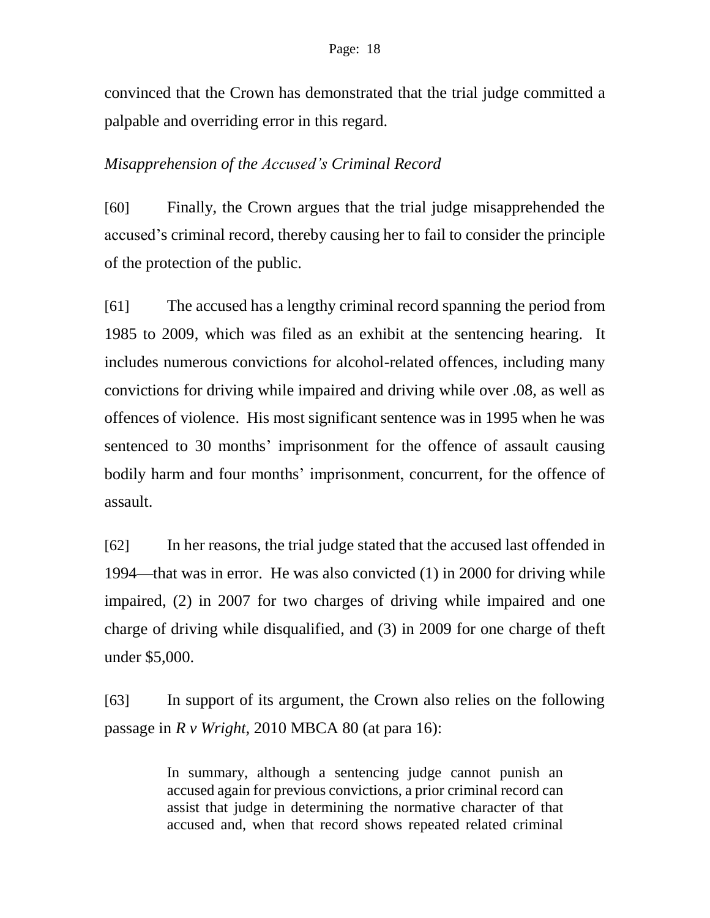convinced that the Crown has demonstrated that the trial judge committed a palpable and overriding error in this regard.

*Misapprehension of the Accused's Criminal Record*

[60] Finally, the Crown argues that the trial judge misapprehended the accused's criminal record, thereby causing her to fail to consider the principle of the protection of the public.

[61] The accused has a lengthy criminal record spanning the period from 1985 to 2009, which was filed as an exhibit at the sentencing hearing. It includes numerous convictions for alcohol-related offences, including many convictions for driving while impaired and driving while over .08, as well as offences of violence. His most significant sentence was in 1995 when he was sentenced to 30 months' imprisonment for the offence of assault causing bodily harm and four months' imprisonment, concurrent, for the offence of assault.

[62] In her reasons, the trial judge stated that the accused last offended in 1994—that was in error. He was also convicted (1) in 2000 for driving while impaired, (2) in 2007 for two charges of driving while impaired and one charge of driving while disqualified, and (3) in 2009 for one charge of theft under $5,000.

[63] In support of its argument, the Crown also relies on the following passage in *R v Wright*, 2010 MBCA 80 (at para 16):

> In summary, although a sentencing judge cannot punish an accused again for previous convictions, a prior criminal record can assist that judge in determining the normative character of that accused and, when that record shows repeated related criminal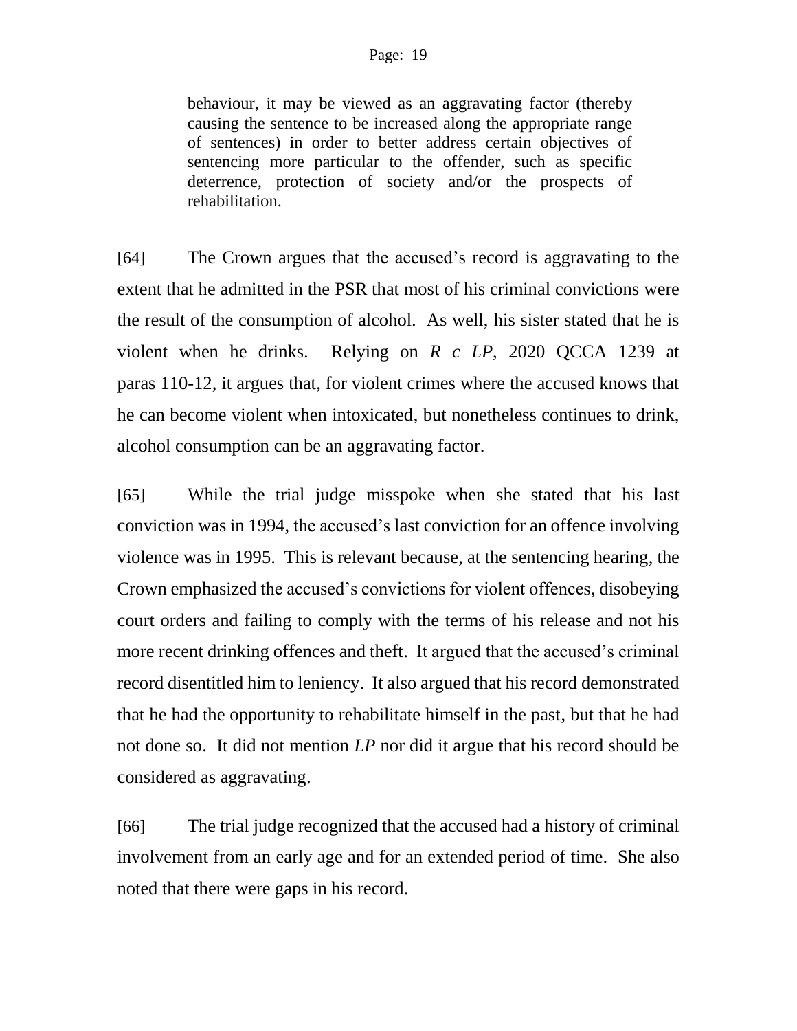> behaviour, it may be viewed as an aggravating factor (thereby causing the sentence to be increased along the appropriate range of sentences) in order to better address certain objectives of sentencing more particular to the offender, such as specific deterrence, protection of society and/or the prospects of rehabilitation.

[64] The Crown argues that the accused's record is aggravating to the extent that he admitted in the PSR that most of his criminal convictions were the result of the consumption of alcohol. As well, his sister stated that he is violent when he drinks. Relying on *R c LP*, 2020 QCCA 1239 at paras 110-12, it argues that, for violent crimes where the accused knows that he can become violent when intoxicated, but nonetheless continues to drink, alcohol consumption can be an aggravating factor.

[65] While the trial judge misspoke when she stated that his last conviction was in 1994, the accused's last conviction for an offence involving violence was in 1995. This is relevant because, at the sentencing hearing, the Crown emphasized the accused's convictions for violent offences, disobeying court orders and failing to comply with the terms of his release and not his more recent drinking offences and theft. It argued that the accused's criminal record disentitled him to leniency. It also argued that his record demonstrated that he had the opportunity to rehabilitate himself in the past, but that he had not done so. It did not mention *LP* nor did it argue that his record should be considered as aggravating.

[66] The trial judge recognized that the accused had a history of criminal involvement from an early age and for an extended period of time. She also noted that there were gaps in his record.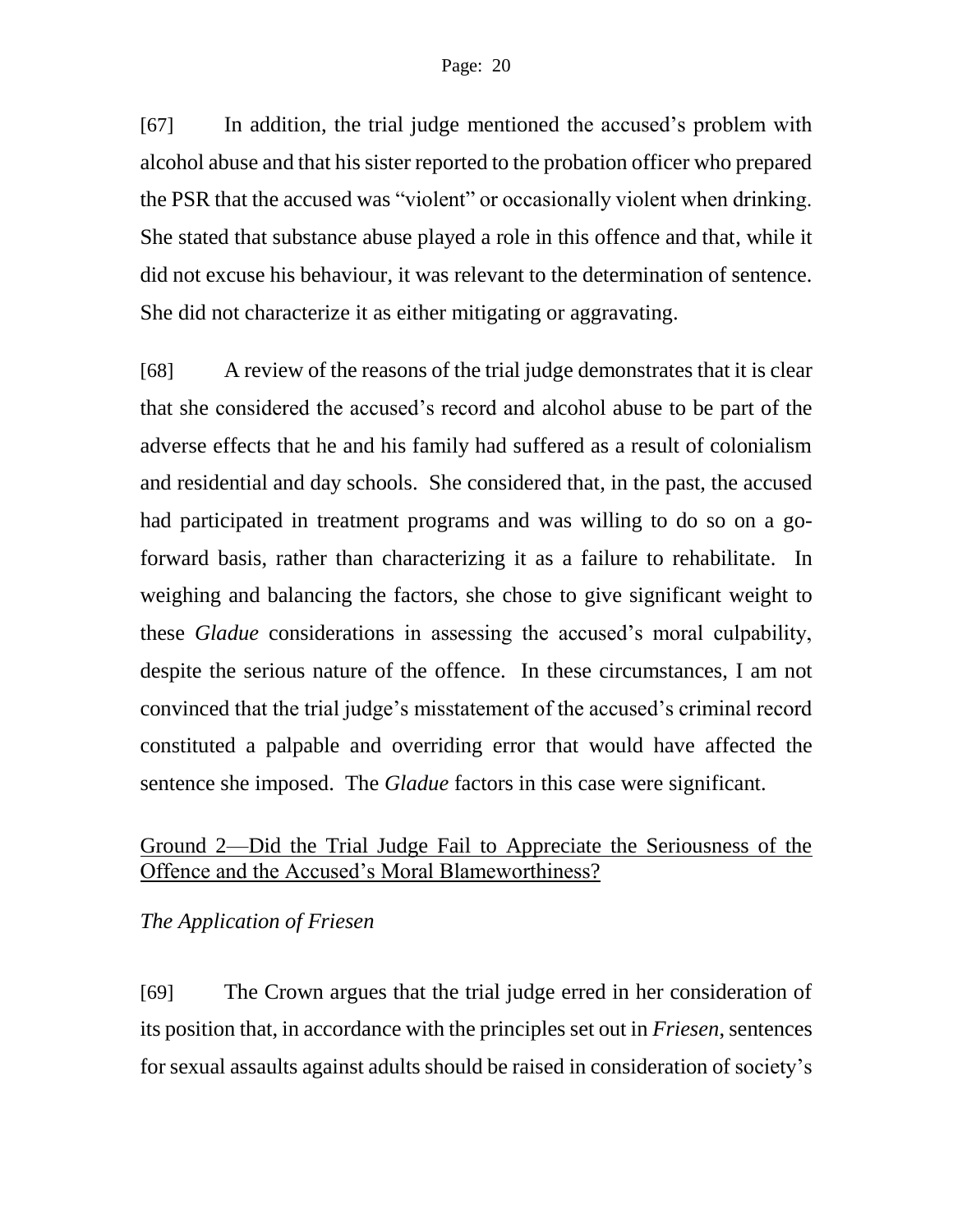[67] In addition, the trial judge mentioned the accused's problem with alcohol abuse and that his sister reported to the probation officer who prepared the PSR that the accused was "violent" or occasionally violent when drinking. She stated that substance abuse played a role in this offence and that, while it did not excuse his behaviour, it was relevant to the determination of sentence. She did not characterize it as either mitigating or aggravating.

[68] A review of the reasons of the trial judge demonstrates that it is clear that she considered the accused's record and alcohol abuse to be part of the adverse effects that he and his family had suffered as a result of colonialism and residential and day schools. She considered that, in the past, the accused had participated in treatment programs and was willing to do so on a go-forward basis, rather than characterizing it as a failure to rehabilitate. In weighing and balancing the factors, she chose to give significant weight to these *Gladue* considerations in assessing the accused's moral culpability, despite the serious nature of the offence. In these circumstances, I am not convinced that the trial judge's misstatement of the accused's criminal record constituted a palpable and overriding error that would have affected the sentence she imposed. The *Gladue* factors in this case were significant.

## Ground 2—Did the Trial Judge Fail to Appreciate the Seriousness of the Offence and the Accused's Moral Blameworthiness?

### *The Application of Friesen*

[69] The Crown argues that the trial judge erred in her consideration of its position that, in accordance with the principles set out in *Friesen*, sentences for sexual assaults against adults should be raised in consideration of society's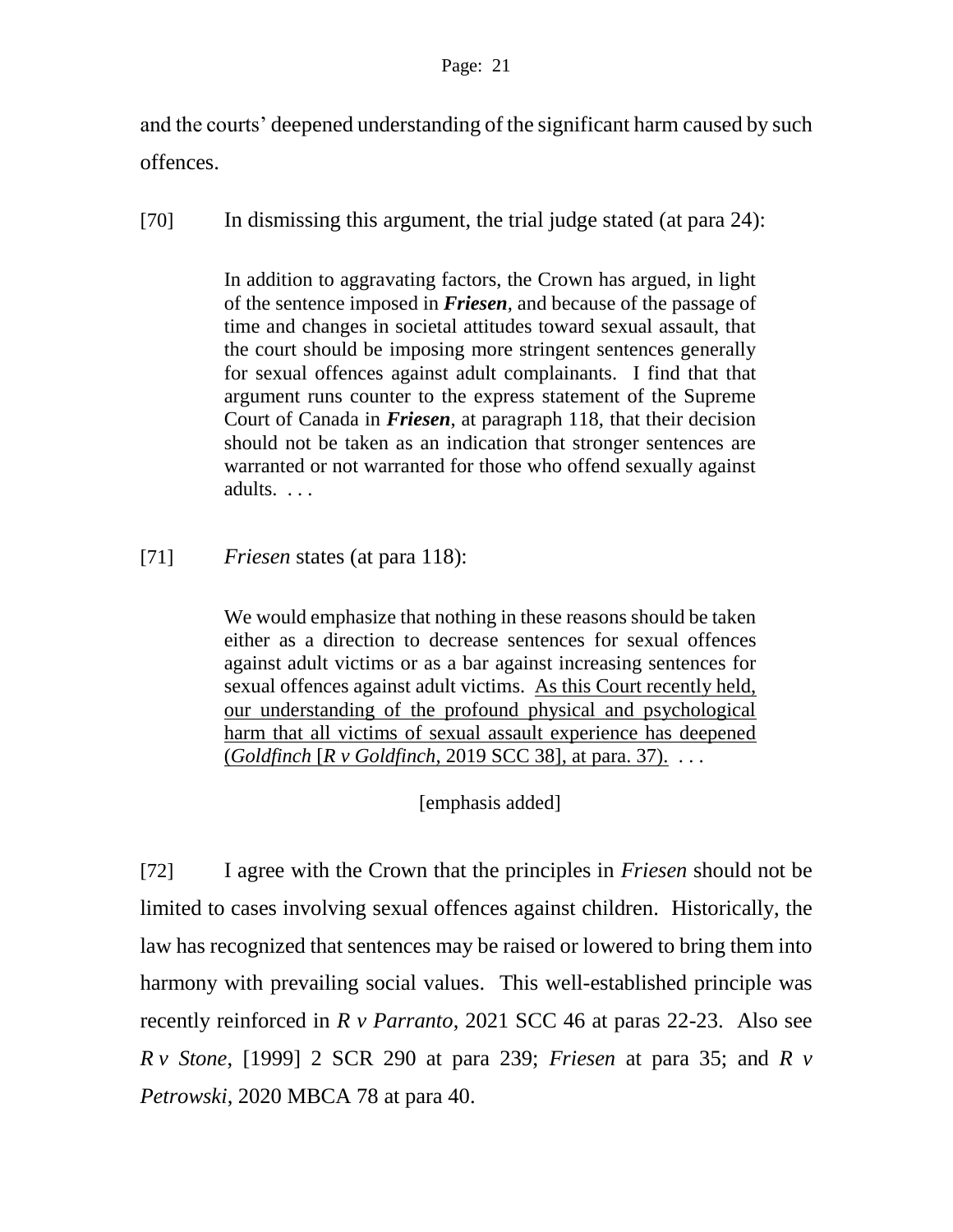and the courts' deepened understanding of the significant harm caused by such offences.

[70] In dismissing this argument, the trial judge stated (at para 24):

> In addition to aggravating factors, the Crown has argued, in light of the sentence imposed in ***Friesen***, and because of the passage of time and changes in societal attitudes toward sexual assault, that the court should be imposing more stringent sentences generally for sexual offences against adult complainants. I find that that argument runs counter to the express statement of the Supreme Court of Canada in ***Friesen***, at paragraph 118, that their decision should not be taken as an indication that stronger sentences are warranted or not warranted for those who offend sexually against adults. . . .

[71] *Friesen* states (at para 118):

> We would emphasize that nothing in these reasons should be taken either as a direction to decrease sentences for sexual offences against adult victims or as a bar against increasing sentences for sexual offences against adult victims. <u>As this Court recently held, our understanding of the profound physical and psychological harm that all victims of sexual assault experience has deepened (*Goldfinch* [*R v Goldfinch*, 2019 SCC 38], at para. 37).</u> . . .
>
> [emphasis added]

[72] I agree with the Crown that the principles in *Friesen* should not be limited to cases involving sexual offences against children. Historically, the law has recognized that sentences may be raised or lowered to bring them into harmony with prevailing social values. This well-established principle was recently reinforced in *R v Parranto*, 2021 SCC 46 at paras 22-23. Also see *R v Stone*, [1999] 2 SCR 290 at para 239; *Friesen* at para 35; and *R v Petrowski*, 2020 MBCA 78 at para 40.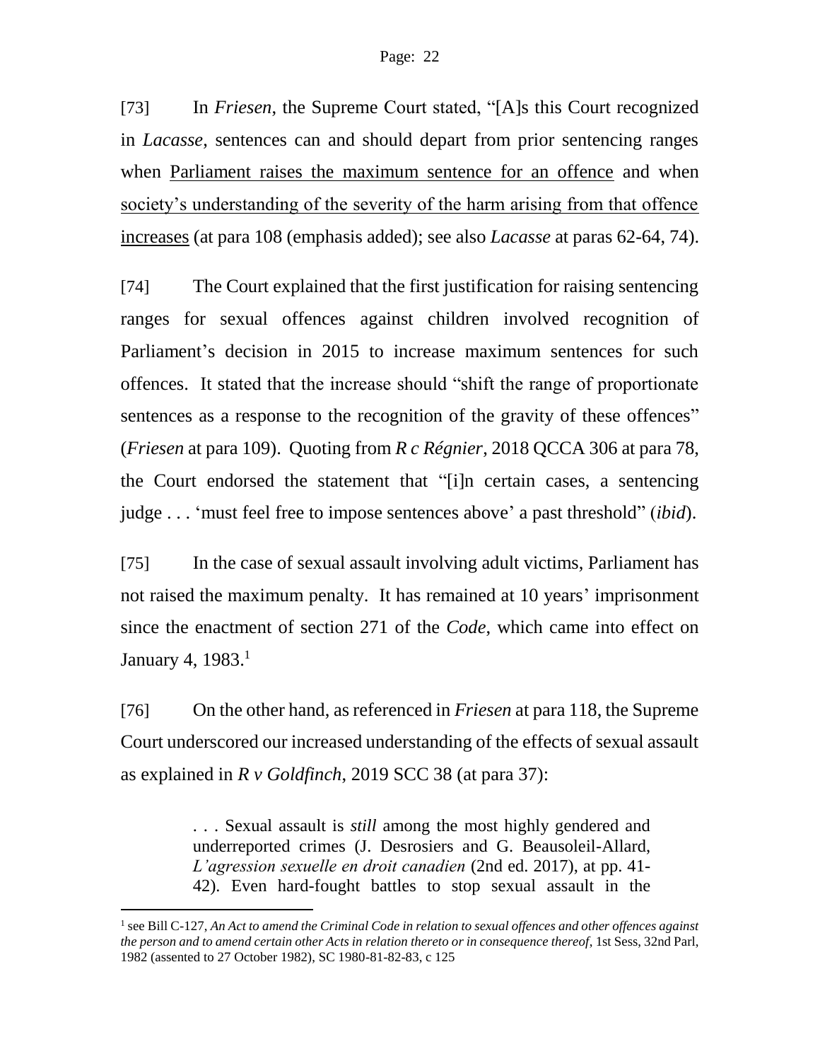[73] In *Friesen*, the Supreme Court stated, "[A]s this Court recognized in *Lacasse*, sentences can and should depart from prior sentencing ranges when <u>Parliament raises the maximum sentence for an offence</u> and when <u>society's understanding of the severity of the harm arising from that offence increases</u> (at para 108 (emphasis added); see also *Lacasse* at paras 62-64, 74).

[74] The Court explained that the first justification for raising sentencing ranges for sexual offences against children involved recognition of Parliament's decision in 2015 to increase maximum sentences for such offences. It stated that the increase should "shift the range of proportionate sentences as a response to the recognition of the gravity of these offences" (*Friesen* at para 109). Quoting from *R c Régnier*, 2018 QCCA 306 at para 78, the Court endorsed the statement that "[i]n certain cases, a sentencing judge . . . 'must feel free to impose sentences above' a past threshold" (*ibid*).

[75] In the case of sexual assault involving adult victims, Parliament has not raised the maximum penalty. It has remained at 10 years' imprisonment since the enactment of section 271 of the *Code*, which came into effect on January 4, 1983.[1]

[76] On the other hand, as referenced in *Friesen* at para 118, the Supreme Court underscored our increased understanding of the effects of sexual assault as explained in *R v Goldfinch*, 2019 SCC 38 (at para 37):

> . . . Sexual assault is *still* among the most highly gendered and underreported crimes (J. Desrosiers and G. Beausoleil-Allard, *L'agression sexuelle en droit canadien* (2nd ed. 2017), at pp. 41-42). Even hard-fought battles to stop sexual assault in the

---

[1] see Bill C-127, *An Act to amend the Criminal Code in relation to sexual offences and other offences against the person and to amend certain other Acts in relation thereto or in consequence thereof*, 1st Sess, 32nd Parl, 1982 (assented to 27 October 1982), SC 1980-81-82-83, c 125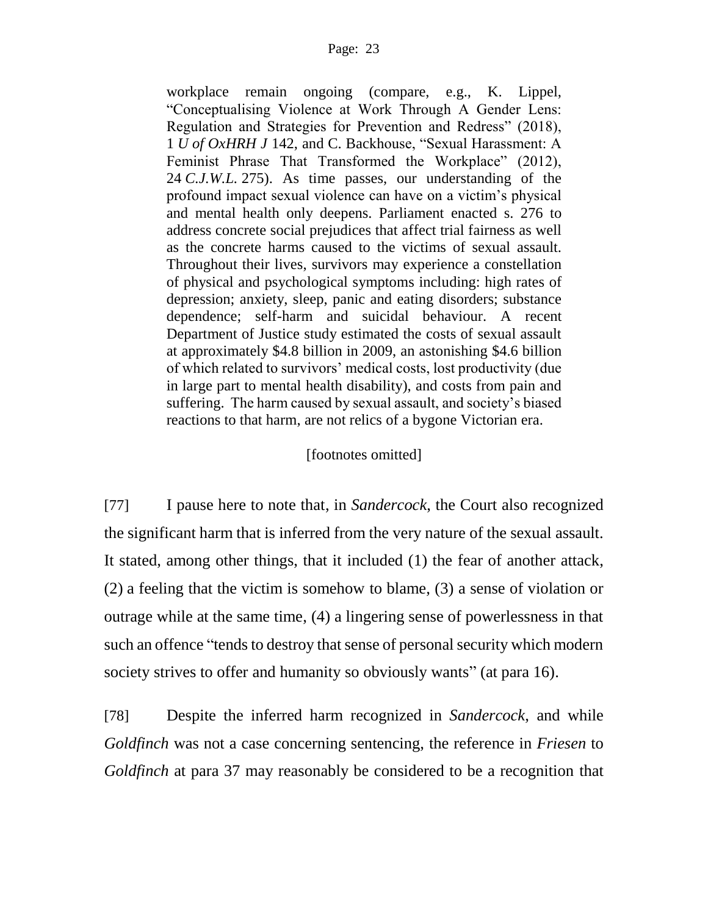> workplace remain ongoing (compare, e.g., K. Lippel, "Conceptualising Violence at Work Through A Gender Lens: Regulation and Strategies for Prevention and Redress" (2018), 1 *U of OxHRH J* 142, and C. Backhouse, "Sexual Harassment: A Feminist Phrase That Transformed the Workplace" (2012), 24 *C.J.W.L.* 275). As time passes, our understanding of the profound impact sexual violence can have on a victim's physical and mental health only deepens. Parliament enacted s. 276 to address concrete social prejudices that affect trial fairness as well as the concrete harms caused to the victims of sexual assault. Throughout their lives, survivors may experience a constellation of physical and psychological symptoms including: high rates of depression; anxiety, sleep, panic and eating disorders; substance dependence; self-harm and suicidal behaviour. A recent Department of Justice study estimated the costs of sexual assault at approximately $4.8 billion in 2009, an astonishing $4.6 billion of which related to survivors' medical costs, lost productivity (due in large part to mental health disability), and costs from pain and suffering. The harm caused by sexual assault, and society's biased reactions to that harm, are not relics of a bygone Victorian era.
>
> [footnotes omitted]

[77] I pause here to note that, in *Sandercock*, the Court also recognized the significant harm that is inferred from the very nature of the sexual assault. It stated, among other things, that it included (1) the fear of another attack, (2) a feeling that the victim is somehow to blame, (3) a sense of violation or outrage while at the same time, (4) a lingering sense of powerlessness in that such an offence "tends to destroy that sense of personal security which modern society strives to offer and humanity so obviously wants" (at para 16).

[78] Despite the inferred harm recognized in *Sandercock,* and while *Goldfinch* was not a case concerning sentencing, the reference in *Friesen* to *Goldfinch* at para 37 may reasonably be considered to be a recognition that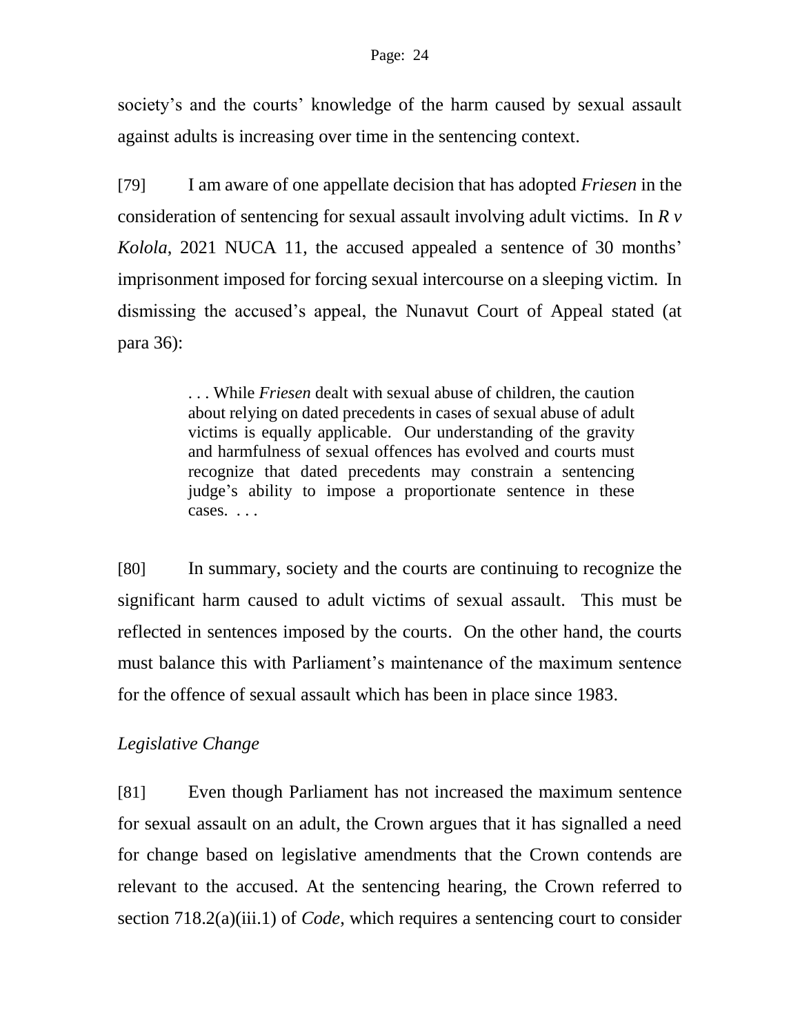society's and the courts' knowledge of the harm caused by sexual assault against adults is increasing over time in the sentencing context.

[79] I am aware of one appellate decision that has adopted *Friesen* in the consideration of sentencing for sexual assault involving adult victims. In *R v Kolola*, 2021 NUCA 11, the accused appealed a sentence of 30 months' imprisonment imposed for forcing sexual intercourse on a sleeping victim. In dismissing the accused's appeal, the Nunavut Court of Appeal stated (at para 36):

> . . . While *Friesen* dealt with sexual abuse of children, the caution about relying on dated precedents in cases of sexual abuse of adult victims is equally applicable. Our understanding of the gravity and harmfulness of sexual offences has evolved and courts must recognize that dated precedents may constrain a sentencing judge's ability to impose a proportionate sentence in these cases. . . .

[80] In summary, society and the courts are continuing to recognize the significant harm caused to adult victims of sexual assault. This must be reflected in sentences imposed by the courts. On the other hand, the courts must balance this with Parliament's maintenance of the maximum sentence for the offence of sexual assault which has been in place since 1983.

*Legislative Change*

[81] Even though Parliament has not increased the maximum sentence for sexual assault on an adult, the Crown argues that it has signalled a need for change based on legislative amendments that the Crown contends are relevant to the accused. At the sentencing hearing, the Crown referred to section 718.2(a)(iii.1) of *Code*, which requires a sentencing court to consider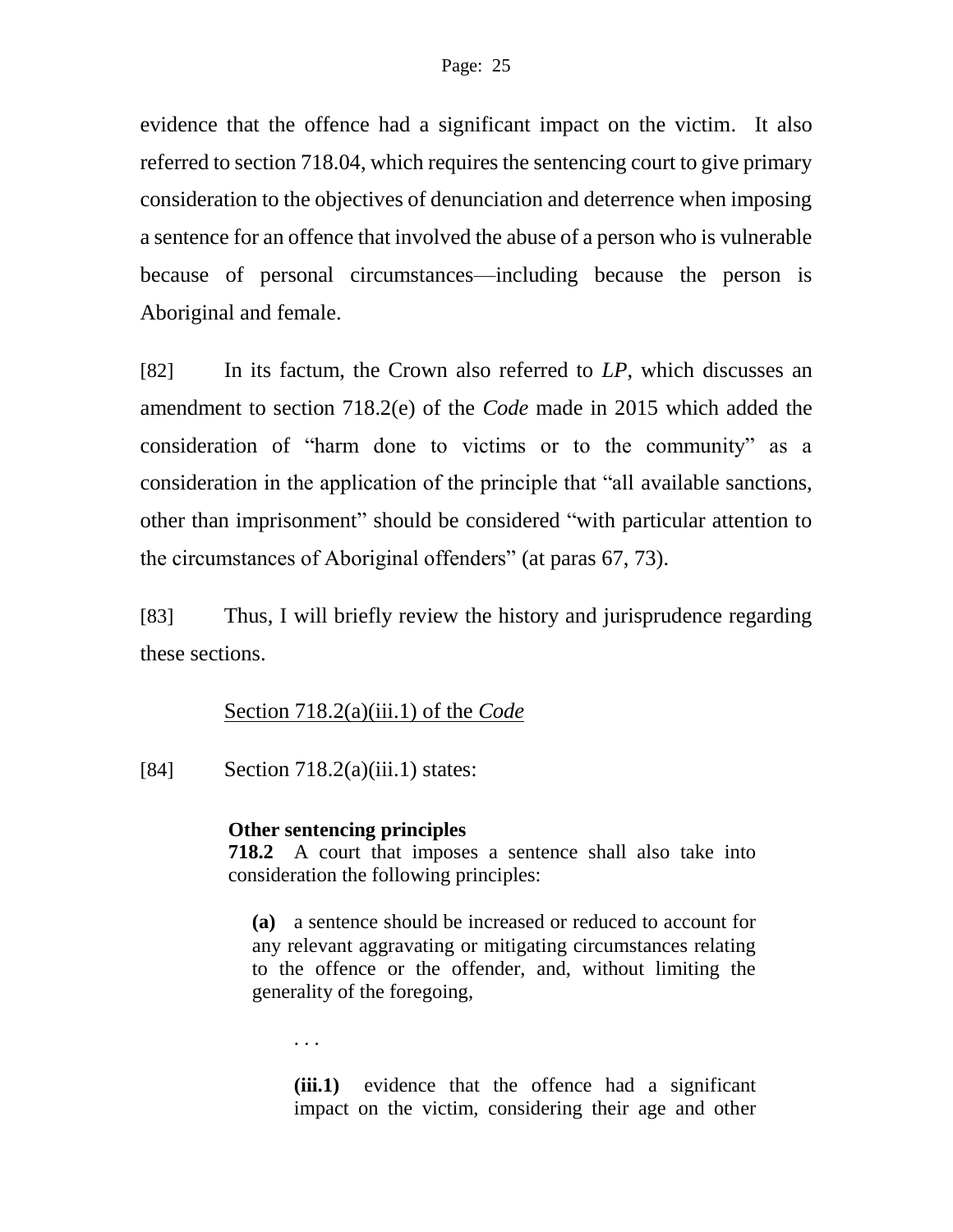evidence that the offence had a significant impact on the victim. It also referred to section 718.04, which requires the sentencing court to give primary consideration to the objectives of denunciation and deterrence when imposing a sentence for an offence that involved the abuse of a person who is vulnerable because of personal circumstances—including because the person is Aboriginal and female.

[82] In its factum, the Crown also referred to *LP*, which discusses an amendment to section 718.2(e) of the *Code* made in 2015 which added the consideration of "harm done to victims or to the community" as a consideration in the application of the principle that "all available sanctions, other than imprisonment" should be considered "with particular attention to the circumstances of Aboriginal offenders" (at paras 67, 73).

[83] Thus, I will briefly review the history and jurisprudence regarding these sections.

Section 718.2(a)(iii.1) of the *Code*

[84] Section 718.2(a)(iii.1) states:

> **Other sentencing principles**
> **718.2** A court that imposes a sentence shall also take into consideration the following principles:
>
> > **(a)** a sentence should be increased or reduced to account for any relevant aggravating or mitigating circumstances relating to the offence or the offender, and, without limiting the generality of the foregoing,
> >
> > > . . .
> > >
> > > **(iii.1)** evidence that the offence had a significant impact on the victim, considering their age and other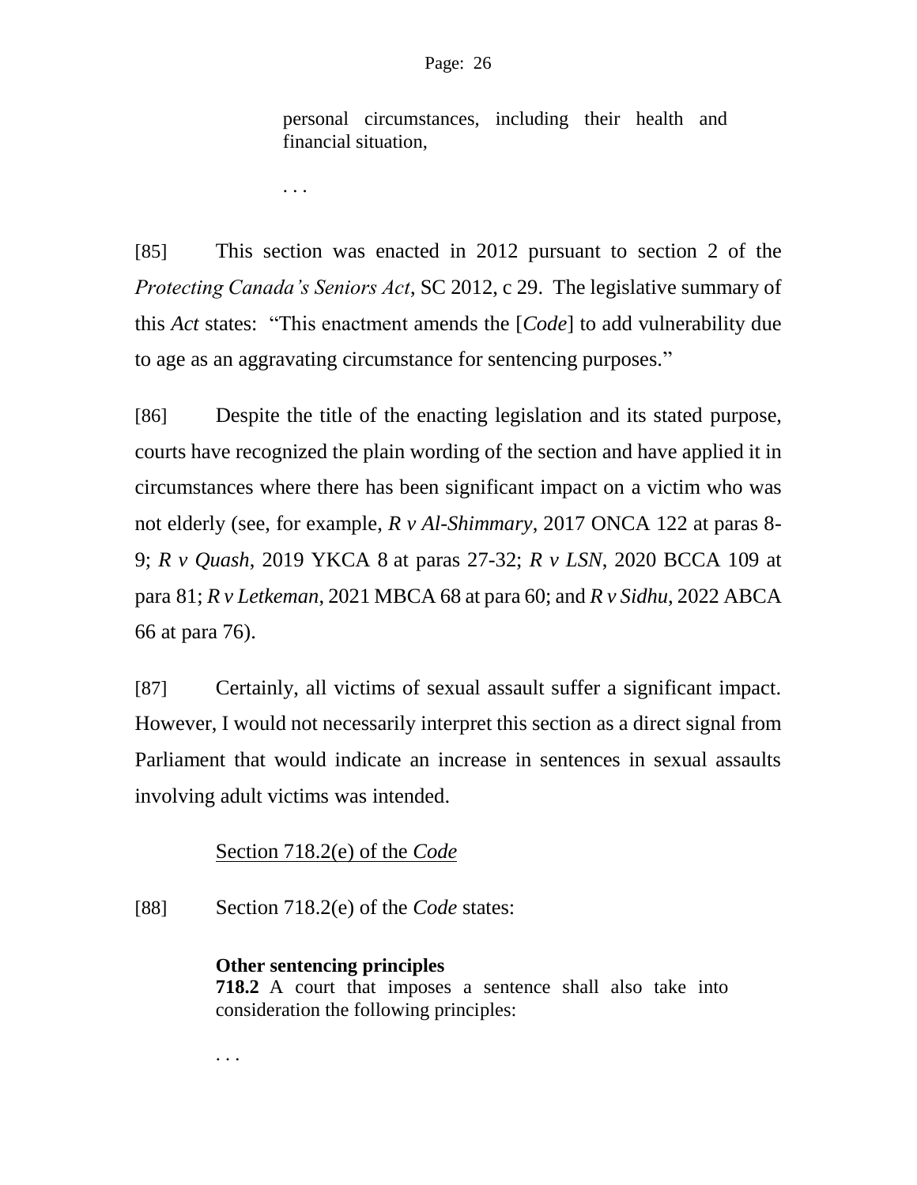> personal circumstances, including their health and financial situation,
>
> . . .

[85] This section was enacted in 2012 pursuant to section 2 of the *Protecting Canada's Seniors Act*, SC 2012, c 29. The legislative summary of this *Act* states: "This enactment amends the [*Code*] to add vulnerability due to age as an aggravating circumstance for sentencing purposes."

[86] Despite the title of the enacting legislation and its stated purpose, courts have recognized the plain wording of the section and have applied it in circumstances where there has been significant impact on a victim who was not elderly (see, for example, *R v Al-Shimmary*, 2017 ONCA 122 at paras 8-9; *R v Quash*, 2019 YKCA 8 at paras 27-32; *R v LSN*, 2020 BCCA 109 at para 81; *R v Letkeman*, 2021 MBCA 68 at para 60; and *R v Sidhu*, 2022 ABCA 66 at para 76).

[87] Certainly, all victims of sexual assault suffer a significant impact. However, I would not necessarily interpret this section as a direct signal from Parliament that would indicate an increase in sentences in sexual assaults involving adult victims was intended.

<u>Section 718.2(e) of the *Code*</u>

[88] Section 718.2(e) of the *Code* states:

> **Other sentencing principles**
> **718.2** A court that imposes a sentence shall also take into consideration the following principles:
>
> . . .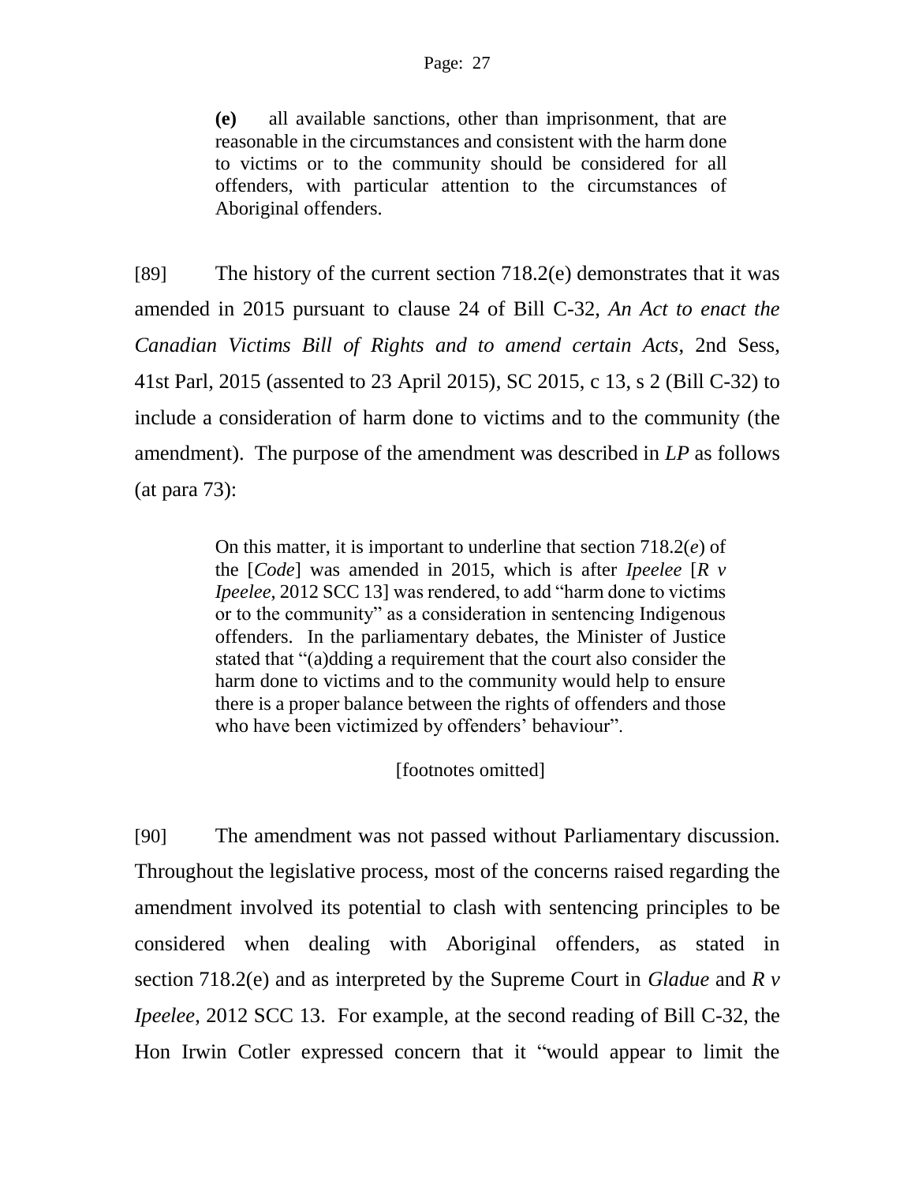> **(e)** all available sanctions, other than imprisonment, that are reasonable in the circumstances and consistent with the harm done to victims or to the community should be considered for all offenders, with particular attention to the circumstances of Aboriginal offenders.

[89] The history of the current section 718.2(e) demonstrates that it was amended in 2015 pursuant to clause 24 of Bill C-32, *An Act to enact the Canadian Victims Bill of Rights and to amend certain Acts*, 2nd Sess, 41st Parl, 2015 (assented to 23 April 2015), SC 2015, c 13, s 2 (Bill C-32) to include a consideration of harm done to victims and to the community (the amendment). The purpose of the amendment was described in ***LP*** as follows (at para 73):

> On this matter, it is important to underline that section 718.2(*e*) of the [*Code*] was amended in 2015, which is after *Ipeelee* [*R v Ipeelee*, 2012 SCC 13] was rendered, to add "harm done to victims or to the community" as a consideration in sentencing Indigenous offenders. In the parliamentary debates, the Minister of Justice stated that "(a)dding a requirement that the court also consider the harm done to victims and to the community would help to ensure there is a proper balance between the rights of offenders and those who have been victimized by offenders' behaviour".
>
> [footnotes omitted]

[90] The amendment was not passed without Parliamentary discussion. Throughout the legislative process, most of the concerns raised regarding the amendment involved its potential to clash with sentencing principles to be considered when dealing with Aboriginal offenders, as stated in section 718.2(e) and as interpreted by the Supreme Court in *Gladue* and *R v Ipeelee*, 2012 SCC 13. For example, at the second reading of Bill C-32, the Hon Irwin Cotler expressed concern that it "would appear to limit the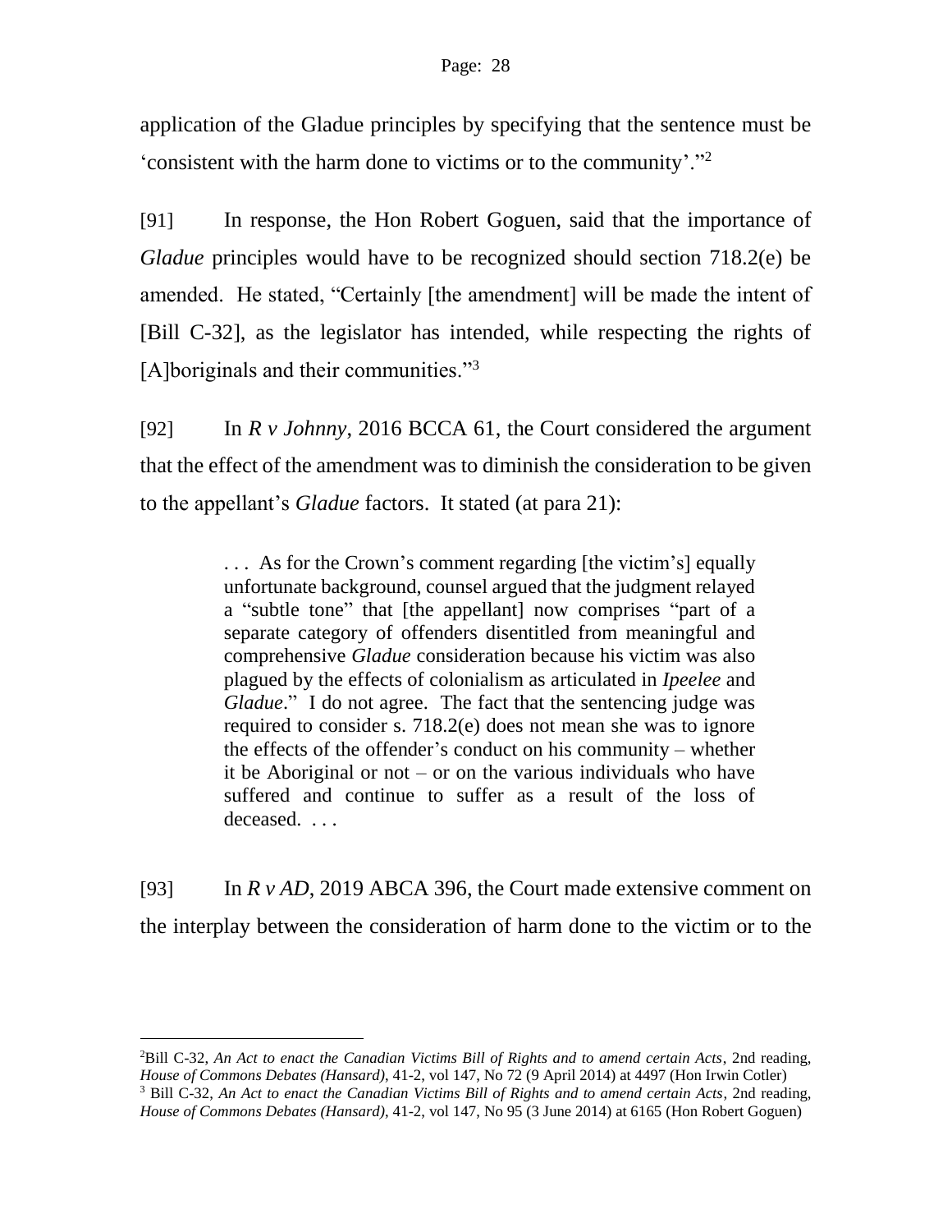application of the Gladue principles by specifying that the sentence must be 'consistent with the harm done to victims or to the community'."[2]

[91] In response, the Hon Robert Goguen, said that the importance of *Gladue* principles would have to be recognized should section 718.2(e) be amended. He stated, "Certainly [the amendment] will be made the intent of [Bill C-32], as the legislator has intended, while respecting the rights of [A]boriginals and their communities."[3]

[92] In *R v Johnny*, 2016 BCCA 61, the Court considered the argument that the effect of the amendment was to diminish the consideration to be given to the appellant's *Gladue* factors. It stated (at para 21):

> . . . As for the Crown's comment regarding [the victim's] equally unfortunate background, counsel argued that the judgment relayed a "subtle tone" that [the appellant] now comprises "part of a separate category of offenders disentitled from meaningful and comprehensive *Gladue* consideration because his victim was also plagued by the effects of colonialism as articulated in *Ipeelee* and *Gladue*." I do not agree. The fact that the sentencing judge was required to consider s. 718.2(e) does not mean she was to ignore the effects of the offender's conduct on his community – whether it be Aboriginal or not – or on the various individuals who have suffered and continue to suffer as a result of the loss of deceased. . . .

[93] In *R v AD*, 2019 ABCA 396, the Court made extensive comment on the interplay between the consideration of harm done to the victim or to the

---

[2] Bill C-32, *An Act to enact the Canadian Victims Bill of Rights and to amend certain Acts*, 2nd reading, *House of Commons Debates (Hansard)*, 41-2, vol 147, No 72 (9 April 2014) at 4497 (Hon Irwin Cotler)

[3] Bill C-32, *An Act to enact the Canadian Victims Bill of Rights and to amend certain Acts*, 2nd reading, *House of Commons Debates (Hansard)*, 41-2, vol 147, No 95 (3 June 2014) at 6165 (Hon Robert Goguen)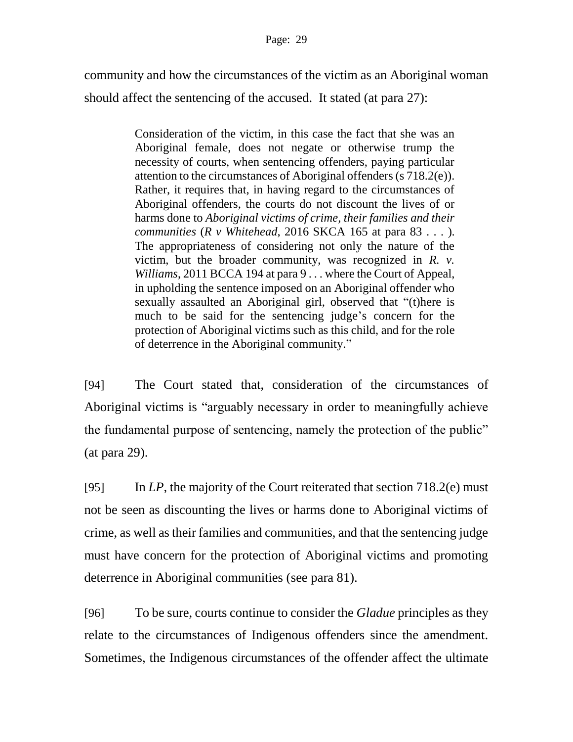community and how the circumstances of the victim as an Aboriginal woman should affect the sentencing of the accused. It stated (at para 27):

> Consideration of the victim, in this case the fact that she was an Aboriginal female, does not negate or otherwise trump the necessity of courts, when sentencing offenders, paying particular attention to the circumstances of Aboriginal offenders (s 718.2(e)). Rather, it requires that, in having regard to the circumstances of Aboriginal offenders, the courts do not discount the lives of or harms done to *Aboriginal victims of crime, their families and their communities* (*R v Whitehead*, 2016 SKCA 165 at para 83 . . . ). The appropriateness of considering not only the nature of the victim, but the broader community, was recognized in *R. v. Williams*, 2011 BCCA 194 at para 9 . . . where the Court of Appeal, in upholding the sentence imposed on an Aboriginal offender who sexually assaulted an Aboriginal girl, observed that "(t)here is much to be said for the sentencing judge's concern for the protection of Aboriginal victims such as this child, and for the role of deterrence in the Aboriginal community."

[94] The Court stated that, consideration of the circumstances of Aboriginal victims is "arguably necessary in order to meaningfully achieve the fundamental purpose of sentencing, namely the protection of the public" (at para 29).

[95] In *LP*, the majority of the Court reiterated that section 718.2(e) must not be seen as discounting the lives or harms done to Aboriginal victims of crime, as well as their families and communities, and that the sentencing judge must have concern for the protection of Aboriginal victims and promoting deterrence in Aboriginal communities (see para 81).

[96] To be sure, courts continue to consider the *Gladue* principles as they relate to the circumstances of Indigenous offenders since the amendment. Sometimes, the Indigenous circumstances of the offender affect the ultimate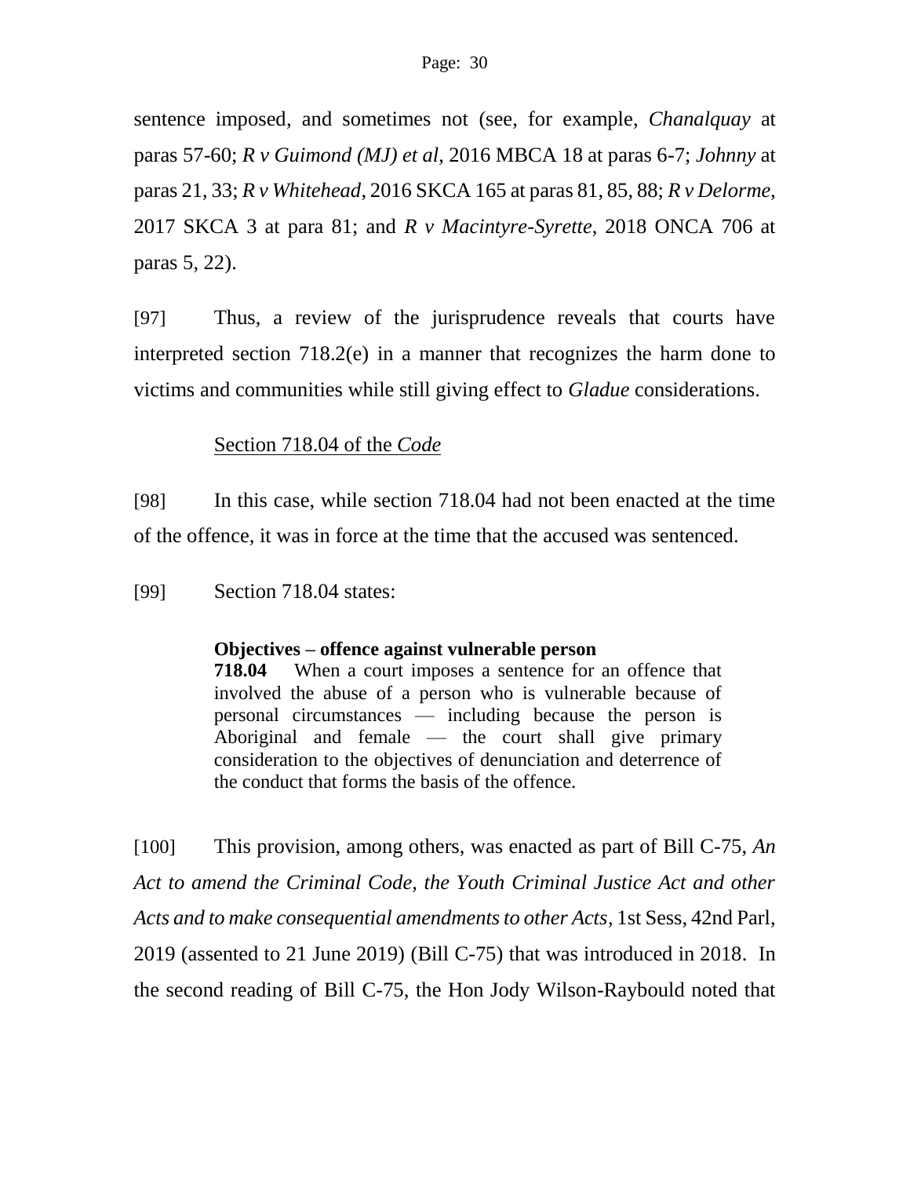sentence imposed, and sometimes not (see, for example, *Chanalquay* at paras 57-60; *R v Guimond (MJ) et al*, 2016 MBCA 18 at paras 6-7; *Johnny* at paras 21, 33; *R v Whitehead*, 2016 SKCA 165 at paras 81, 85, 88; *R v Delorme*, 2017 SKCA 3 at para 81; and *R v Macintyre-Syrette*, 2018 ONCA 706 at paras 5, 22).

[97] Thus, a review of the jurisprudence reveals that courts have interpreted section 718.2(e) in a manner that recognizes the harm done to victims and communities while still giving effect to *Gladue* considerations.

Section 718.04 of the *Code*

[98] In this case, while section 718.04 had not been enacted at the time of the offence, it was in force at the time that the accused was sentenced.

[99] Section 718.04 states:

> **Objectives – offence against vulnerable person**
> **718.04** When a court imposes a sentence for an offence that involved the abuse of a person who is vulnerable because of personal circumstances — including because the person is Aboriginal and female — the court shall give primary consideration to the objectives of denunciation and deterrence of the conduct that forms the basis of the offence.

[100] This provision, among others, was enacted as part of Bill C-75, *An Act to amend the Criminal Code, the Youth Criminal Justice Act and other Acts and to make consequential amendments to other Acts*, 1st Sess, 42nd Parl, 2019 (assented to 21 June 2019) (Bill C-75) that was introduced in 2018. In the second reading of Bill C-75, the Hon Jody Wilson-Raybould noted that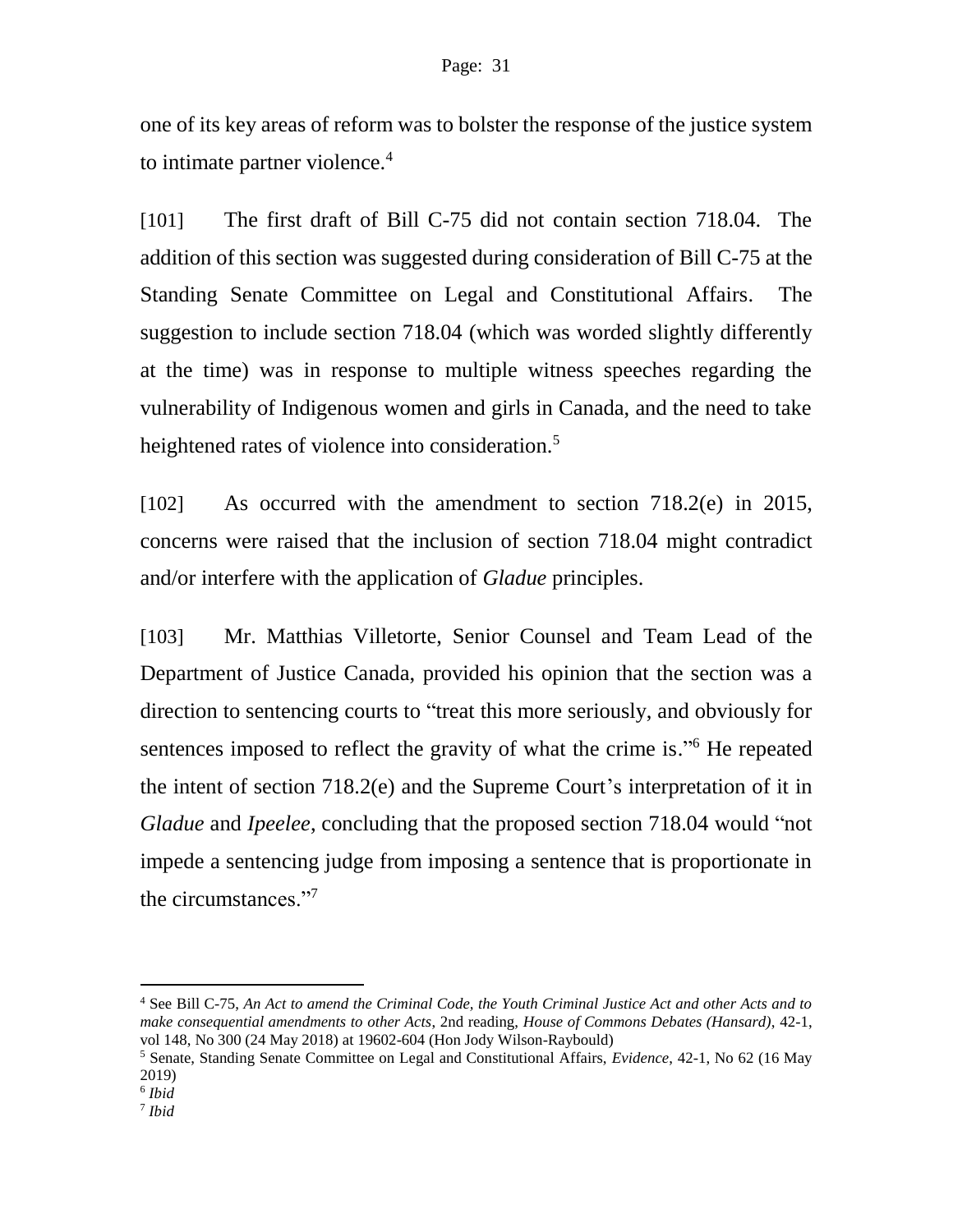one of its key areas of reform was to bolster the response of the justice system to intimate partner violence.[4]

[101] The first draft of Bill C-75 did not contain section 718.04. The addition of this section was suggested during consideration of Bill C-75 at the Standing Senate Committee on Legal and Constitutional Affairs. The suggestion to include section 718.04 (which was worded slightly differently at the time) was in response to multiple witness speeches regarding the vulnerability of Indigenous women and girls in Canada, and the need to take heightened rates of violence into consideration.[5]

[102] As occurred with the amendment to section 718.2(e) in 2015, concerns were raised that the inclusion of section 718.04 might contradict and/or interfere with the application of *Gladue* principles.

[103] Mr. Matthias Villetorte, Senior Counsel and Team Lead of the Department of Justice Canada, provided his opinion that the section was a direction to sentencing courts to "treat this more seriously, and obviously for sentences imposed to reflect the gravity of what the crime is."[6] He repeated the intent of section 718.2(e) and the Supreme Court's interpretation of it in *Gladue* and *Ipeelee*, concluding that the proposed section 718.04 would "not impede a sentencing judge from imposing a sentence that is proportionate in the circumstances."[7]

---

[4] See Bill C-75, *An Act to amend the Criminal Code, the Youth Criminal Justice Act and other Acts and to make consequential amendments to other Acts*, 2nd reading, *House of Commons Debates (Hansard)*, 42-1, vol 148, No 300 (24 May 2018) at 19602-604 (Hon Jody Wilson-Raybould)

[5] Senate, Standing Senate Committee on Legal and Constitutional Affairs, *Evidence*, 42-1, No 62 (16 May 2019)

[6] *Ibid*

[7] *Ibid*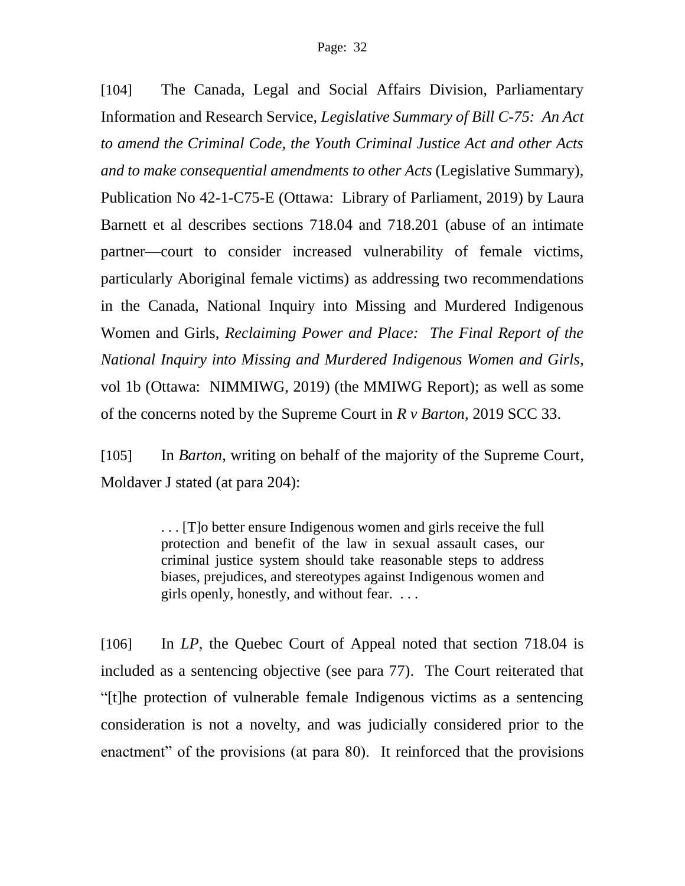[104] The Canada, Legal and Social Affairs Division, Parliamentary Information and Research Service, *Legislative Summary of Bill C-75: An Act to amend the Criminal Code, the Youth Criminal Justice Act and other Acts and to make consequential amendments to other Acts* (Legislative Summary), Publication No 42-1-C75-E (Ottawa: Library of Parliament, 2019) by Laura Barnett et al describes sections 718.04 and 718.201 (abuse of an intimate partner—court to consider increased vulnerability of female victims, particularly Aboriginal female victims) as addressing two recommendations in the Canada, National Inquiry into Missing and Murdered Indigenous Women and Girls, *Reclaiming Power and Place: The Final Report of the National Inquiry into Missing and Murdered Indigenous Women and Girls*, vol 1b (Ottawa: NIMMIWG, 2019) (the MMIWG Report); as well as some of the concerns noted by the Supreme Court in *R v Barton*, 2019 SCC 33.

[105] In *Barton*, writing on behalf of the majority of the Supreme Court, Moldaver J stated (at para 204):

> . . . [T]o better ensure Indigenous women and girls receive the full protection and benefit of the law in sexual assault cases, our criminal justice system should take reasonable steps to address biases, prejudices, and stereotypes against Indigenous women and girls openly, honestly, and without fear. . . .

[106] In *LP*, the Quebec Court of Appeal noted that section 718.04 is included as a sentencing objective (see para 77). The Court reiterated that "[t]he protection of vulnerable female Indigenous victims as a sentencing consideration is not a novelty, and was judicially considered prior to the enactment" of the provisions (at para 80). It reinforced that the provisions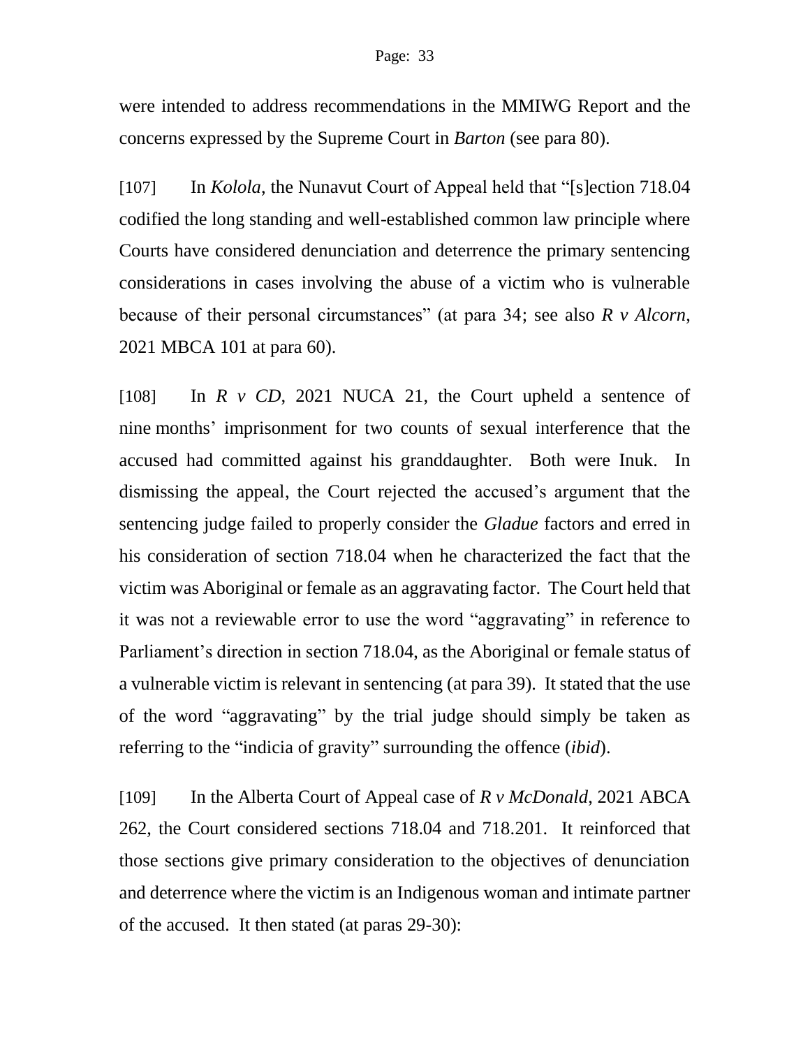were intended to address recommendations in the MMIWG Report and the concerns expressed by the Supreme Court in *Barton* (see para 80).

[107] In *Kolola*, the Nunavut Court of Appeal held that "[s]ection 718.04 codified the long standing and well-established common law principle where Courts have considered denunciation and deterrence the primary sentencing considerations in cases involving the abuse of a victim who is vulnerable because of their personal circumstances" (at para 34; see also *R v Alcorn*, 2021 MBCA 101 at para 60).

[108] In *R v CD*, 2021 NUCA 21, the Court upheld a sentence of nine months' imprisonment for two counts of sexual interference that the accused had committed against his granddaughter. Both were Inuk. In dismissing the appeal, the Court rejected the accused's argument that the sentencing judge failed to properly consider the *Gladue* factors and erred in his consideration of section 718.04 when he characterized the fact that the victim was Aboriginal or female as an aggravating factor. The Court held that it was not a reviewable error to use the word "aggravating" in reference to Parliament's direction in section 718.04, as the Aboriginal or female status of a vulnerable victim is relevant in sentencing (at para 39). It stated that the use of the word "aggravating" by the trial judge should simply be taken as referring to the "indicia of gravity" surrounding the offence (*ibid*).

[109] In the Alberta Court of Appeal case of *R v McDonald*, 2021 ABCA 262, the Court considered sections 718.04 and 718.201. It reinforced that those sections give primary consideration to the objectives of denunciation and deterrence where the victim is an Indigenous woman and intimate partner of the accused. It then stated (at paras 29-30):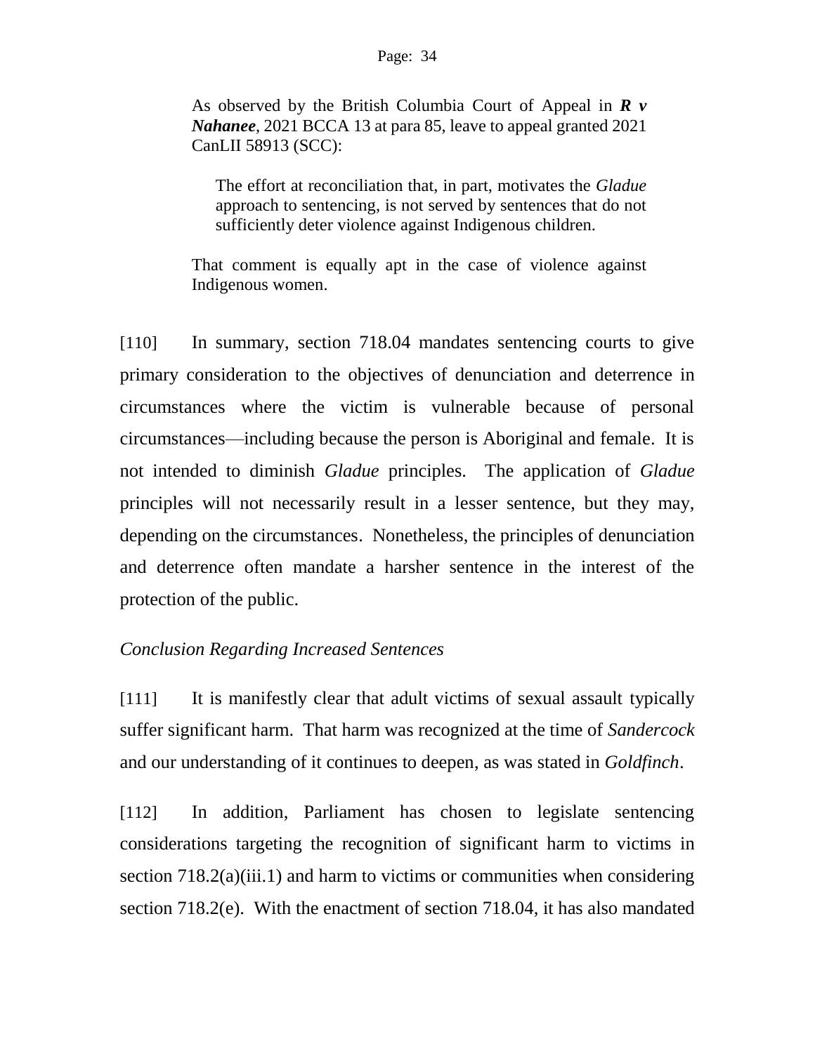> As observed by the British Columbia Court of Appeal in ***R v Nahanee***, 2021 BCCA 13 at para 85, leave to appeal granted 2021 CanLII 58913 (SCC):
>
> > The effort at reconciliation that, in part, motivates the *Gladue* approach to sentencing, is not served by sentences that do not sufficiently deter violence against Indigenous children.
>
> That comment is equally apt in the case of violence against Indigenous women.

[110] In summary, section 718.04 mandates sentencing courts to give primary consideration to the objectives of denunciation and deterrence in circumstances where the victim is vulnerable because of personal circumstances—including because the person is Aboriginal and female. It is not intended to diminish *Gladue* principles. The application of *Gladue* principles will not necessarily result in a lesser sentence, but they may, depending on the circumstances. Nonetheless, the principles of denunciation and deterrence often mandate a harsher sentence in the interest of the protection of the public.

*Conclusion Regarding Increased Sentences*

[111] It is manifestly clear that adult victims of sexual assault typically suffer significant harm. That harm was recognized at the time of *Sandercock* and our understanding of it continues to deepen, as was stated in *Goldfinch*.

[112] In addition, Parliament has chosen to legislate sentencing considerations targeting the recognition of significant harm to victims in section 718.2(a)(iii.1) and harm to victims or communities when considering section 718.2(e). With the enactment of section 718.04, it has also mandated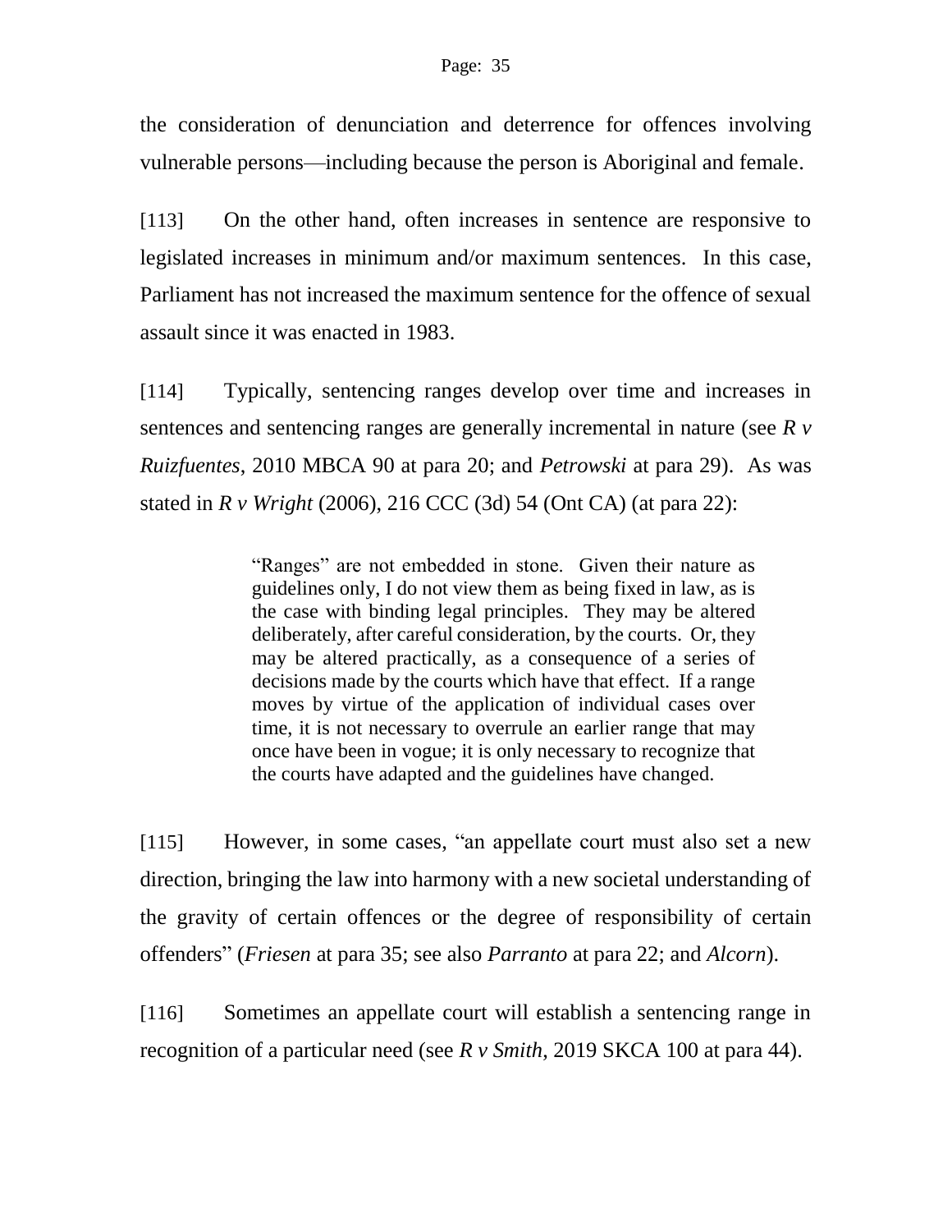the consideration of denunciation and deterrence for offences involving vulnerable persons—including because the person is Aboriginal and female.

[113] On the other hand, often increases in sentence are responsive to legislated increases in minimum and/or maximum sentences. In this case, Parliament has not increased the maximum sentence for the offence of sexual assault since it was enacted in 1983.

[114] Typically, sentencing ranges develop over time and increases in sentences and sentencing ranges are generally incremental in nature (see *R v Ruizfuentes*, 2010 MBCA 90 at para 20; and *Petrowski* at para 29). As was stated in *R v Wright* (2006), 216 CCC (3d) 54 (Ont CA) (at para 22):

> "Ranges" are not embedded in stone. Given their nature as guidelines only, I do not view them as being fixed in law, as is the case with binding legal principles. They may be altered deliberately, after careful consideration, by the courts. Or, they may be altered practically, as a consequence of a series of decisions made by the courts which have that effect. If a range moves by virtue of the application of individual cases over time, it is not necessary to overrule an earlier range that may once have been in vogue; it is only necessary to recognize that the courts have adapted and the guidelines have changed.

[115] However, in some cases, "an appellate court must also set a new direction, bringing the law into harmony with a new societal understanding of the gravity of certain offences or the degree of responsibility of certain offenders" (*Friesen* at para 35; see also *Parranto* at para 22; and *Alcorn*).

[116] Sometimes an appellate court will establish a sentencing range in recognition of a particular need (see *R v Smith*, 2019 SKCA 100 at para 44).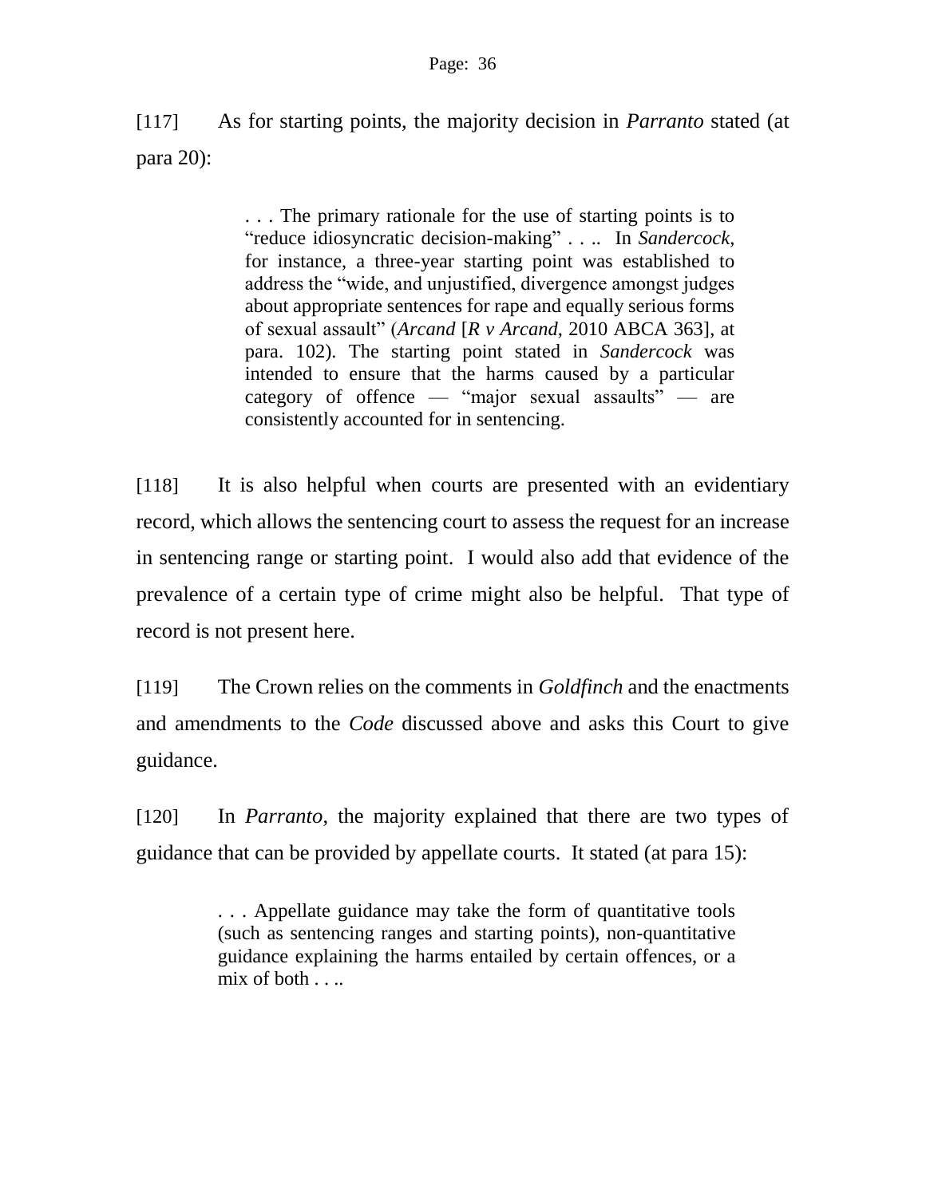[117] As for starting points, the majority decision in *Parranto* stated (at para 20):

> . . . The primary rationale for the use of starting points is to "reduce idiosyncratic decision-making" . . .. In *Sandercock*, for instance, a three-year starting point was established to address the "wide, and unjustified, divergence amongst judges about appropriate sentences for rape and equally serious forms of sexual assault" (*Arcand* [*R v Arcand*, 2010 ABCA 363], at para. 102). The starting point stated in *Sandercock* was intended to ensure that the harms caused by a particular category of offence — "major sexual assaults" — are consistently accounted for in sentencing.

[118] It is also helpful when courts are presented with an evidentiary record, which allows the sentencing court to assess the request for an increase in sentencing range or starting point. I would also add that evidence of the prevalence of a certain type of crime might also be helpful. That type of record is not present here.

[119] The Crown relies on the comments in *Goldfinch* and the enactments and amendments to the *Code* discussed above and asks this Court to give guidance.

[120] In *Parranto*, the majority explained that there are two types of guidance that can be provided by appellate courts. It stated (at para 15):

> . . . Appellate guidance may take the form of quantitative tools (such as sentencing ranges and starting points), non-quantitative guidance explaining the harms entailed by certain offences, or a mix of both . . ..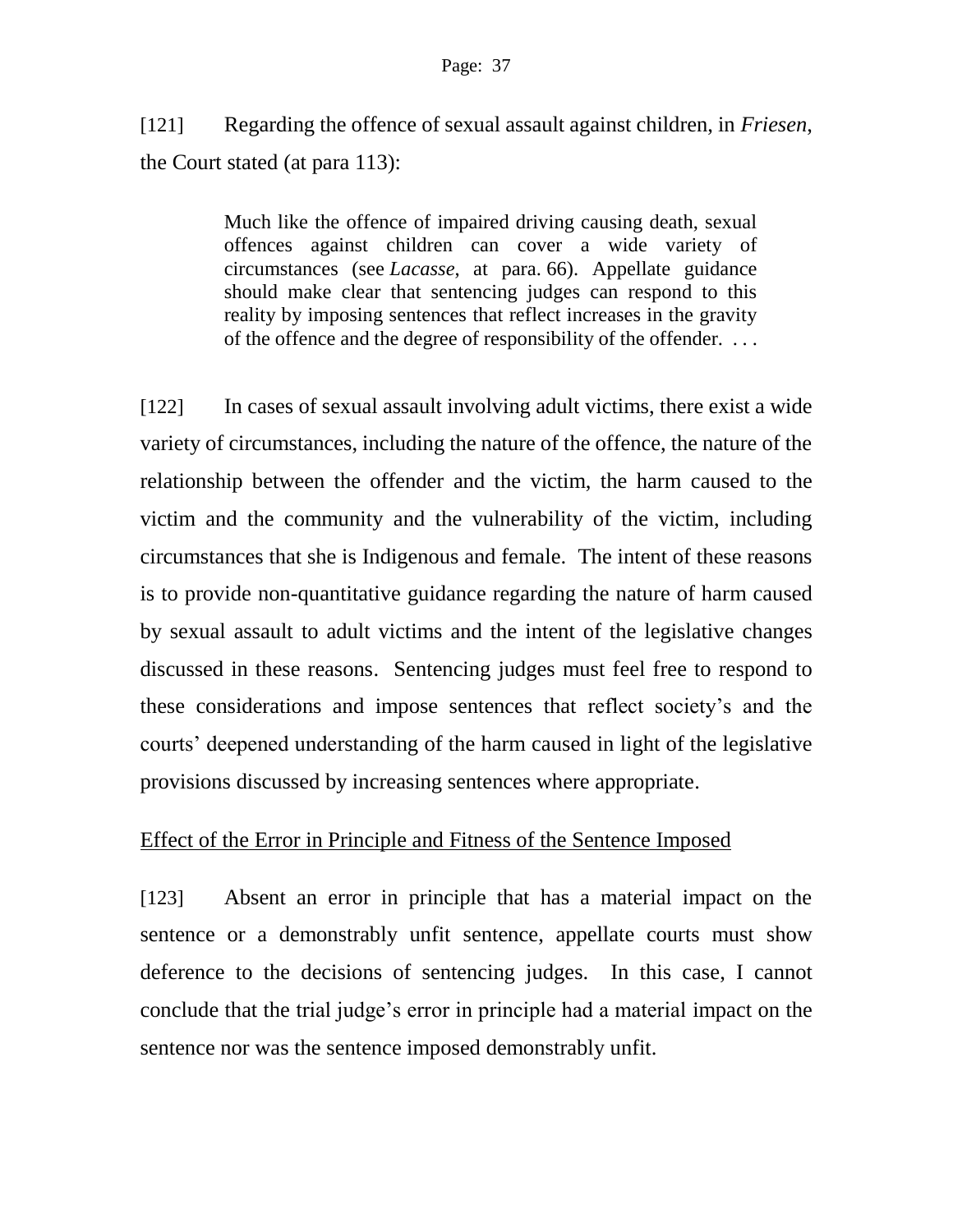[121] Regarding the offence of sexual assault against children, in *Friesen*, the Court stated (at para 113):

> Much like the offence of impaired driving causing death, sexual offences against children can cover a wide variety of circumstances (see *Lacasse*, at para. 66). Appellate guidance should make clear that sentencing judges can respond to this reality by imposing sentences that reflect increases in the gravity of the offence and the degree of responsibility of the offender. . . .

[122] In cases of sexual assault involving adult victims, there exist a wide variety of circumstances, including the nature of the offence, the nature of the relationship between the offender and the victim, the harm caused to the victim and the community and the vulnerability of the victim, including circumstances that she is Indigenous and female. The intent of these reasons is to provide non-quantitative guidance regarding the nature of harm caused by sexual assault to adult victims and the intent of the legislative changes discussed in these reasons. Sentencing judges must feel free to respond to these considerations and impose sentences that reflect society's and the courts' deepened understanding of the harm caused in light of the legislative provisions discussed by increasing sentences where appropriate.

<u>Effect of the Error in Principle and Fitness of the Sentence Imposed</u>

[123] Absent an error in principle that has a material impact on the sentence or a demonstrably unfit sentence, appellate courts must show deference to the decisions of sentencing judges. In this case, I cannot conclude that the trial judge's error in principle had a material impact on the sentence nor was the sentence imposed demonstrably unfit.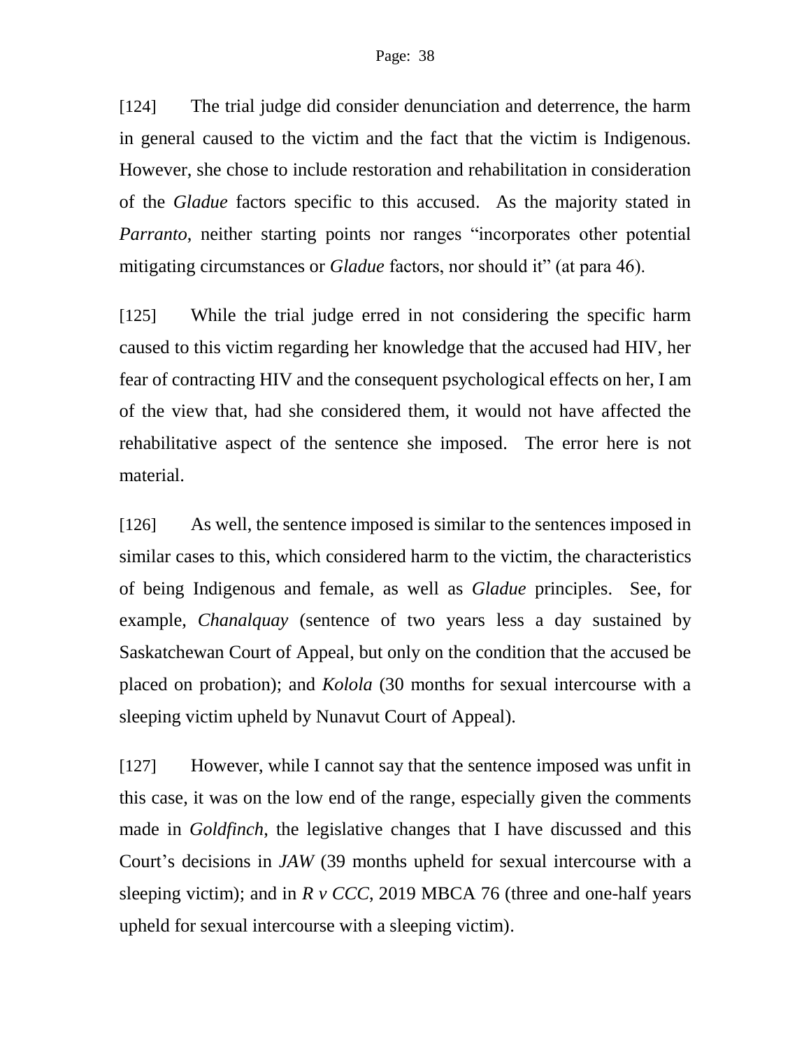[124] The trial judge did consider denunciation and deterrence, the harm in general caused to the victim and the fact that the victim is Indigenous. However, she chose to include restoration and rehabilitation in consideration of the *Gladue* factors specific to this accused. As the majority stated in *Parranto*, neither starting points nor ranges "incorporates other potential mitigating circumstances or *Gladue* factors, nor should it" (at para 46).

[125] While the trial judge erred in not considering the specific harm caused to this victim regarding her knowledge that the accused had HIV, her fear of contracting HIV and the consequent psychological effects on her, I am of the view that, had she considered them, it would not have affected the rehabilitative aspect of the sentence she imposed. The error here is not material.

[126] As well, the sentence imposed is similar to the sentences imposed in similar cases to this, which considered harm to the victim, the characteristics of being Indigenous and female, as well as *Gladue* principles. See, for example, *Chanalquay* (sentence of two years less a day sustained by Saskatchewan Court of Appeal, but only on the condition that the accused be placed on probation); and *Kolola* (30 months for sexual intercourse with a sleeping victim upheld by Nunavut Court of Appeal).

[127] However, while I cannot say that the sentence imposed was unfit in this case, it was on the low end of the range, especially given the comments made in *Goldfinch*, the legislative changes that I have discussed and this Court's decisions in *JAW* (39 months upheld for sexual intercourse with a sleeping victim); and in *R v CCC*, 2019 MBCA 76 (three and one-half years upheld for sexual intercourse with a sleeping victim).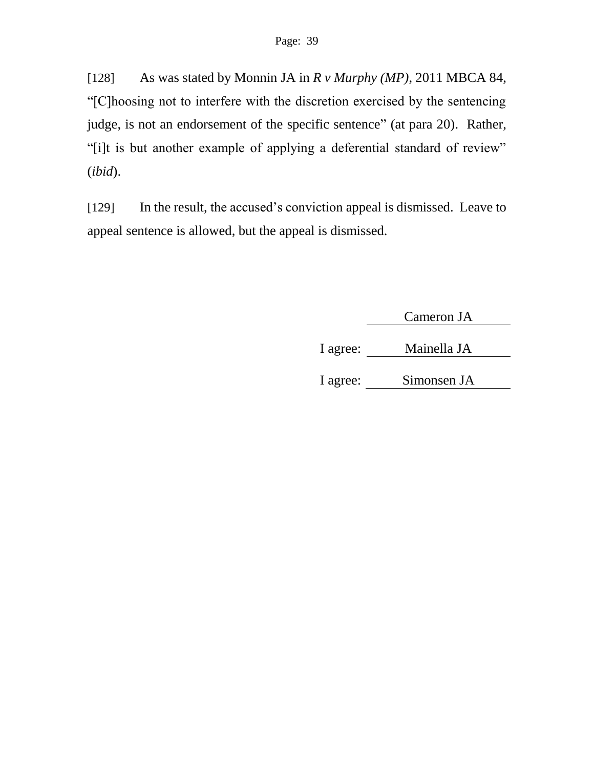[128] As was stated by Monnin JA in *R v Murphy (MP)*, 2011 MBCA 84, "[C]hoosing not to interfere with the discretion exercised by the sentencing judge, is not an endorsement of the specific sentence" (at para 20). Rather, "[i]t is but another example of applying a deferential standard of review" (*ibid*).

[129] In the result, the accused's conviction appeal is dismissed. Leave to appeal sentence is allowed, but the appeal is dismissed.

Cameron JA

I agree: Mainella JA

I agree: Simonsen JA